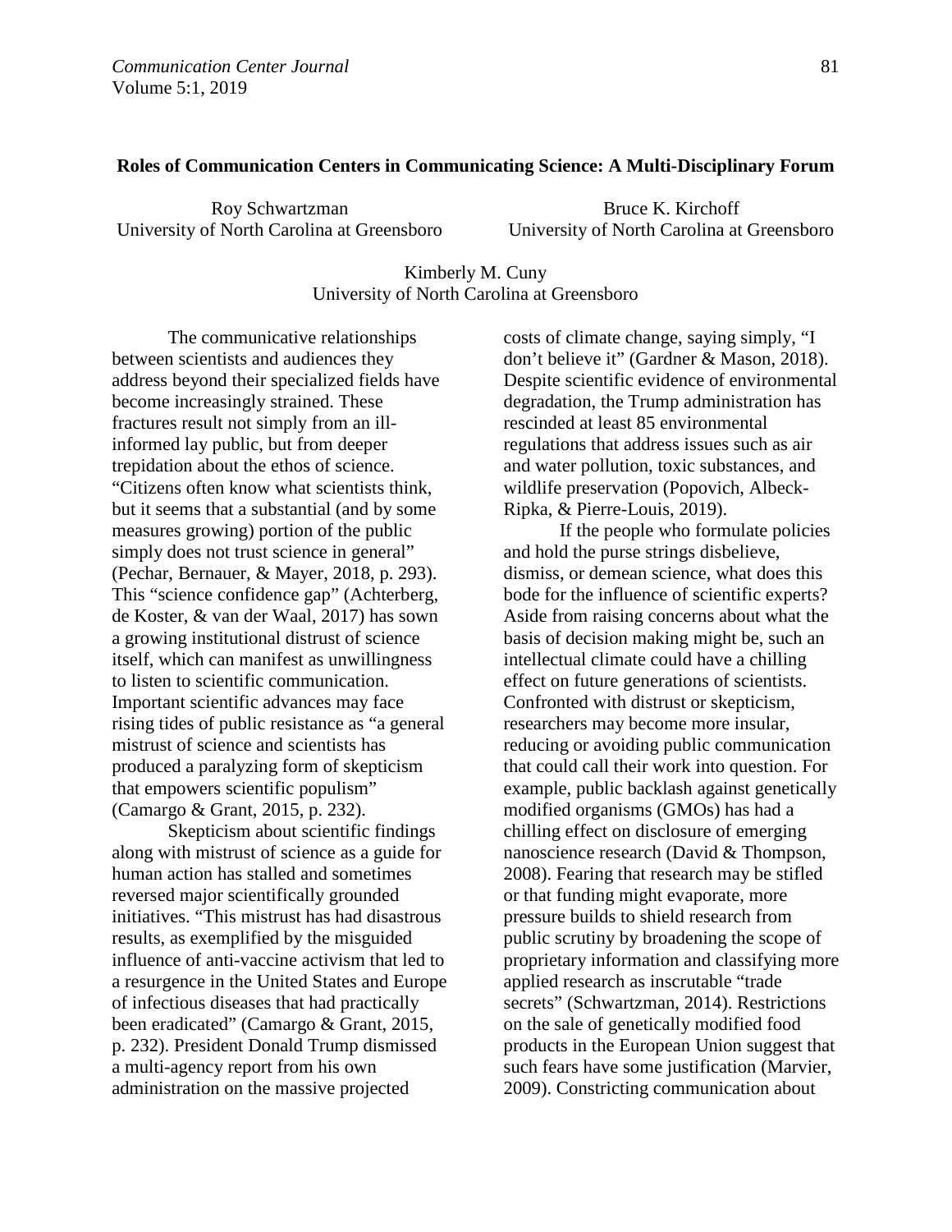# Roles of Communication Centers in Communicating Science: A Multi-Disciplinary Forum

Roy Schwartzman
University of North Carolina at Greensboro

Bruce K. Kirchoff
University of North Carolina at Greensboro

Kimberly M. Cuny
University of North Carolina at Greensboro

The communicative relationships between scientists and audiences they address beyond their specialized fields have become increasingly strained. These fractures result not simply from an ill-informed lay public, but from deeper trepidation about the ethos of science. "Citizens often know what scientists think, but it seems that a substantial (and by some measures growing) portion of the public simply does not trust science in general" (Pechar, Bernauer, & Mayer, 2018, p. 293). This "science confidence gap" (Achterberg, de Koster, & van der Waal, 2017) has sown a growing institutional distrust of science itself, which can manifest as unwillingness to listen to scientific communication. Important scientific advances may face rising tides of public resistance as "a general mistrust of science and scientists has produced a paralyzing form of skepticism that empowers scientific populism" (Camargo & Grant, 2015, p. 232).

Skepticism about scientific findings along with mistrust of science as a guide for human action has stalled and sometimes reversed major scientifically grounded initiatives. "This mistrust has had disastrous results, as exemplified by the misguided influence of anti-vaccine activism that led to a resurgence in the United States and Europe of infectious diseases that had practically been eradicated" (Camargo & Grant, 2015, p. 232). President Donald Trump dismissed a multi-agency report from his own administration on the massive projected costs of climate change, saying simply, "I don't believe it" (Gardner & Mason, 2018). Despite scientific evidence of environmental degradation, the Trump administration has rescinded at least 85 environmental regulations that address issues such as air and water pollution, toxic substances, and wildlife preservation (Popovich, Albeck-Ripka, & Pierre-Louis, 2019).

If the people who formulate policies and hold the purse strings disbelieve, dismiss, or demean science, what does this bode for the influence of scientific experts? Aside from raising concerns about what the basis of decision making might be, such an intellectual climate could have a chilling effect on future generations of scientists. Confronted with distrust or skepticism, researchers may become more insular, reducing or avoiding public communication that could call their work into question. For example, public backlash against genetically modified organisms (GMOs) has had a chilling effect on disclosure of emerging nanoscience research (David & Thompson, 2008). Fearing that research may be stifled or that funding might evaporate, more pressure builds to shield research from public scrutiny by broadening the scope of proprietary information and classifying more applied research as inscrutable "trade secrets" (Schwartzman, 2014). Restrictions on the sale of genetically modified food products in the European Union suggest that such fears have some justification (Marvier, 2009). Constricting communication about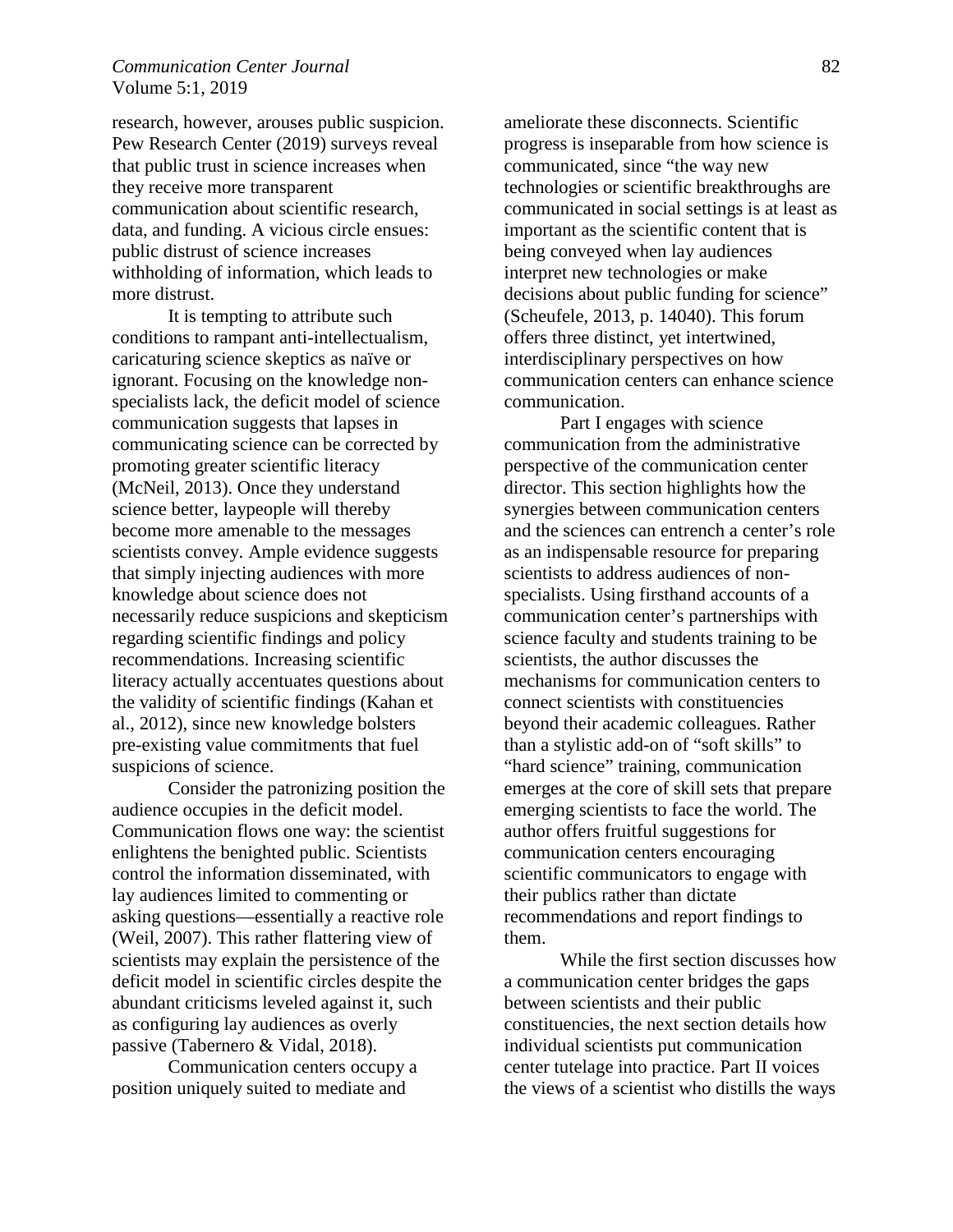research, however, arouses public suspicion. Pew Research Center (2019) surveys reveal that public trust in science increases when they receive more transparent communication about scientific research, data, and funding. A vicious circle ensues: public distrust of science increases withholding of information, which leads to more distrust.

It is tempting to attribute such conditions to rampant anti-intellectualism, caricaturing science skeptics as naïve or ignorant. Focusing on the knowledge non-specialists lack, the deficit model of science communication suggests that lapses in communicating science can be corrected by promoting greater scientific literacy (McNeil, 2013). Once they understand science better, laypeople will thereby become more amenable to the messages scientists convey. Ample evidence suggests that simply injecting audiences with more knowledge about science does not necessarily reduce suspicions and skepticism regarding scientific findings and policy recommendations. Increasing scientific literacy actually accentuates questions about the validity of scientific findings (Kahan et al., 2012), since new knowledge bolsters pre-existing value commitments that fuel suspicions of science.

Consider the patronizing position the audience occupies in the deficit model. Communication flows one way: the scientist enlightens the benighted public. Scientists control the information disseminated, with lay audiences limited to commenting or asking questions—essentially a reactive role (Weil, 2007). This rather flattering view of scientists may explain the persistence of the deficit model in scientific circles despite the abundant criticisms leveled against it, such as configuring lay audiences as overly passive (Tabernero & Vidal, 2018).

Communication centers occupy a position uniquely suited to mediate and ameliorate these disconnects. Scientific progress is inseparable from how science is communicated, since "the way new technologies or scientific breakthroughs are communicated in social settings is at least as important as the scientific content that is being conveyed when lay audiences interpret new technologies or make decisions about public funding for science" (Scheufele, 2013, p. 14040). This forum offers three distinct, yet intertwined, interdisciplinary perspectives on how communication centers can enhance science communication.

Part I engages with science communication from the administrative perspective of the communication center director. This section highlights how the synergies between communication centers and the sciences can entrench a center's role as an indispensable resource for preparing scientists to address audiences of non-specialists. Using firsthand accounts of a communication center's partnerships with science faculty and students training to be scientists, the author discusses the mechanisms for communication centers to connect scientists with constituencies beyond their academic colleagues. Rather than a stylistic add-on of "soft skills" to "hard science" training, communication emerges at the core of skill sets that prepare emerging scientists to face the world. The author offers fruitful suggestions for communication centers encouraging scientific communicators to engage with their publics rather than dictate recommendations and report findings to them.

While the first section discusses how a communication center bridges the gaps between scientists and their public constituencies, the next section details how individual scientists put communication center tutelage into practice. Part II voices the views of a scientist who distills the ways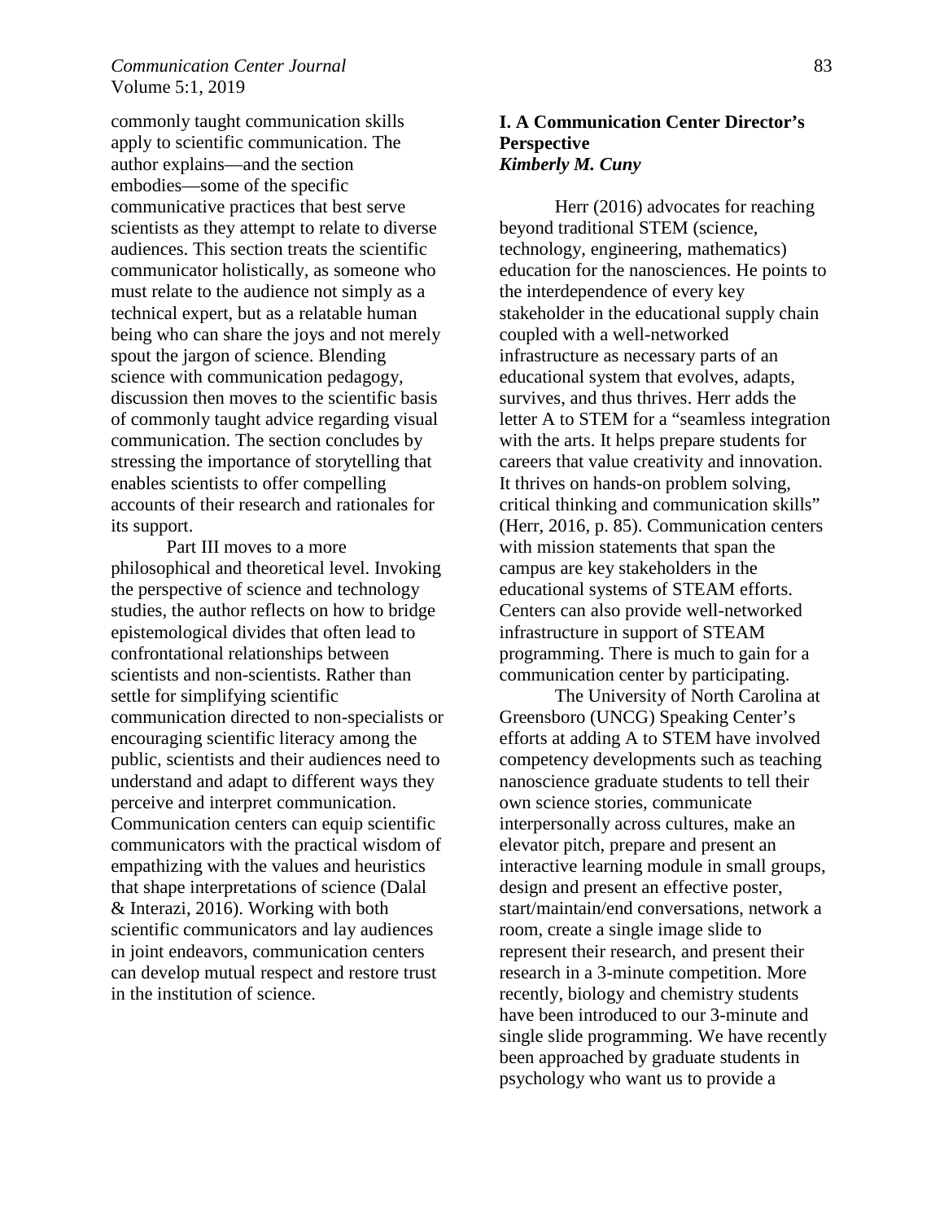commonly taught communication skills apply to scientific communication. The author explains—and the section embodies—some of the specific communicative practices that best serve scientists as they attempt to relate to diverse audiences. This section treats the scientific communicator holistically, as someone who must relate to the audience not simply as a technical expert, but as a relatable human being who can share the joys and not merely spout the jargon of science. Blending science with communication pedagogy, discussion then moves to the scientific basis of commonly taught advice regarding visual communication. The section concludes by stressing the importance of storytelling that enables scientists to offer compelling accounts of their research and rationales for its support.

Part III moves to a more philosophical and theoretical level. Invoking the perspective of science and technology studies, the author reflects on how to bridge epistemological divides that often lead to confrontational relationships between scientists and non-scientists. Rather than settle for simplifying scientific communication directed to non-specialists or encouraging scientific literacy among the public, scientists and their audiences need to understand and adapt to different ways they perceive and interpret communication. Communication centers can equip scientific communicators with the practical wisdom of empathizing with the values and heuristics that shape interpretations of science (Dalal & Interazi, 2016). Working with both scientific communicators and lay audiences in joint endeavors, communication centers can develop mutual respect and restore trust in the institution of science.

## I. A Communication Center Director's Perspective

***Kimberly M. Cuny***

Herr (2016) advocates for reaching beyond traditional STEM (science, technology, engineering, mathematics) education for the nanosciences. He points to the interdependence of every key stakeholder in the educational supply chain coupled with a well-networked infrastructure as necessary parts of an educational system that evolves, adapts, survives, and thus thrives. Herr adds the letter A to STEM for a "seamless integration with the arts. It helps prepare students for careers that value creativity and innovation. It thrives on hands-on problem solving, critical thinking and communication skills" (Herr, 2016, p. 85). Communication centers with mission statements that span the campus are key stakeholders in the educational systems of STEAM efforts. Centers can also provide well-networked infrastructure in support of STEAM programming. There is much to gain for a communication center by participating.

The University of North Carolina at Greensboro (UNCG) Speaking Center's efforts at adding A to STEM have involved competency developments such as teaching nanoscience graduate students to tell their own science stories, communicate interpersonally across cultures, make an elevator pitch, prepare and present an interactive learning module in small groups, design and present an effective poster, start/maintain/end conversations, network a room, create a single image slide to represent their research, and present their research in a 3-minute competition. More recently, biology and chemistry students have been introduced to our 3-minute and single slide programming. We have recently been approached by graduate students in psychology who want us to provide a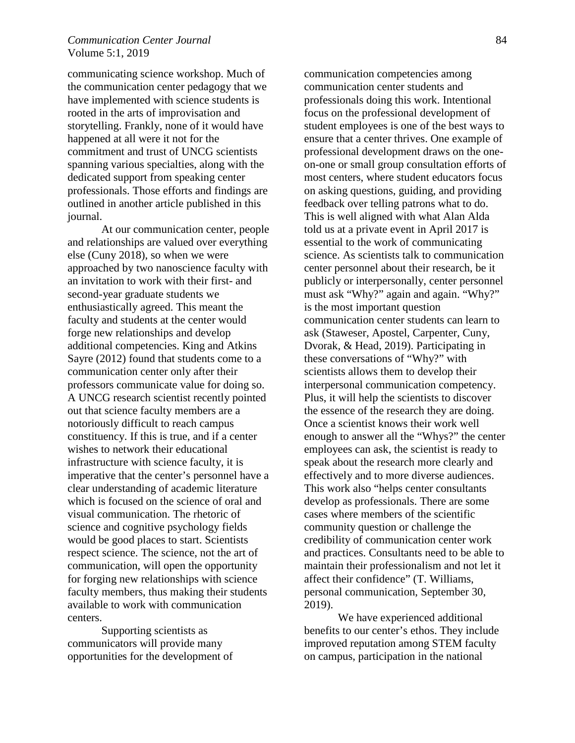communicating science workshop. Much of the communication center pedagogy that we have implemented with science students is rooted in the arts of improvisation and storytelling. Frankly, none of it would have happened at all were it not for the commitment and trust of UNCG scientists spanning various specialties, along with the dedicated support from speaking center professionals. Those efforts and findings are outlined in another article published in this journal.

At our communication center, people and relationships are valued over everything else (Cuny 2018), so when we were approached by two nanoscience faculty with an invitation to work with their first- and second-year graduate students we enthusiastically agreed. This meant the faculty and students at the center would forge new relationships and develop additional competencies. King and Atkins Sayre (2012) found that students come to a communication center only after their professors communicate value for doing so. A UNCG research scientist recently pointed out that science faculty members are a notoriously difficult to reach campus constituency. If this is true, and if a center wishes to network their educational infrastructure with science faculty, it is imperative that the center's personnel have a clear understanding of academic literature which is focused on the science of oral and visual communication. The rhetoric of science and cognitive psychology fields would be good places to start. Scientists respect science. The science, not the art of communication, will open the opportunity for forging new relationships with science faculty members, thus making their students available to work with communication centers.

Supporting scientists as communicators will provide many opportunities for the development of communication competencies among communication center students and professionals doing this work. Intentional focus on the professional development of student employees is one of the best ways to ensure that a center thrives. One example of professional development draws on the one-on-one or small group consultation efforts of most centers, where student educators focus on asking questions, guiding, and providing feedback over telling patrons what to do. This is well aligned with what Alan Alda told us at a private event in April 2017 is essential to the work of communicating science. As scientists talk to communication center personnel about their research, be it publicly or interpersonally, center personnel must ask "Why?" again and again. "Why?" is the most important question communication center students can learn to ask (Staweser, Apostel, Carpenter, Cuny, Dvorak, & Head, 2019). Participating in these conversations of "Why?" with scientists allows them to develop their interpersonal communication competency. Plus, it will help the scientists to discover the essence of the research they are doing. Once a scientist knows their work well enough to answer all the "Whys?" the center employees can ask, the scientist is ready to speak about the research more clearly and effectively and to more diverse audiences. This work also "helps center consultants develop as professionals. There are some cases where members of the scientific community question or challenge the credibility of communication center work and practices. Consultants need to be able to maintain their professionalism and not let it affect their confidence" (T. Williams, personal communication, September 30, 2019).

We have experienced additional benefits to our center's ethos. They include improved reputation among STEM faculty on campus, participation in the national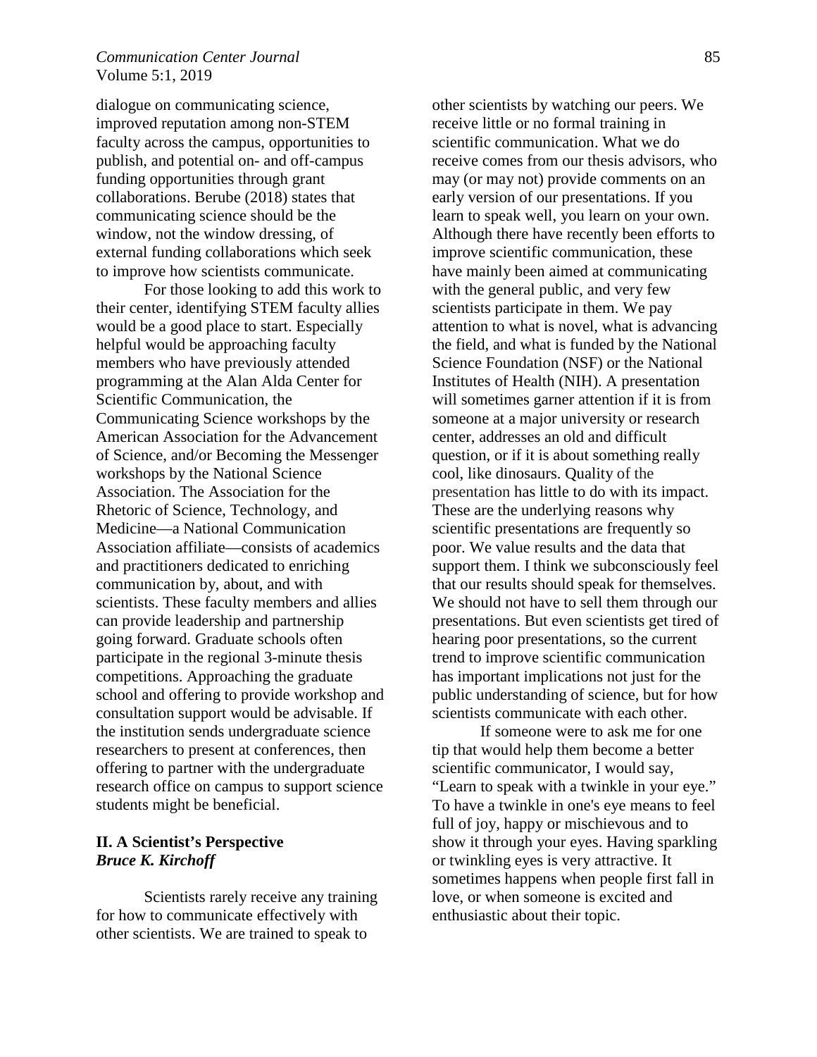dialogue on communicating science, improved reputation among non-STEM faculty across the campus, opportunities to publish, and potential on- and off-campus funding opportunities through grant collaborations. Berube (2018) states that communicating science should be the window, not the window dressing, of external funding collaborations which seek to improve how scientists communicate.

For those looking to add this work to their center, identifying STEM faculty allies would be a good place to start. Especially helpful would be approaching faculty members who have previously attended programming at the Alan Alda Center for Scientific Communication, the Communicating Science workshops by the American Association for the Advancement of Science, and/or Becoming the Messenger workshops by the National Science Association. The Association for the Rhetoric of Science, Technology, and Medicine—a National Communication Association affiliate—consists of academics and practitioners dedicated to enriching communication by, about, and with scientists. These faculty members and allies can provide leadership and partnership going forward. Graduate schools often participate in the regional 3-minute thesis competitions. Approaching the graduate school and offering to provide workshop and consultation support would be advisable. If the institution sends undergraduate science researchers to present at conferences, then offering to partner with the undergraduate research office on campus to support science students might be beneficial.

## II. A Scientist's Perspective

***Bruce K. Kirchoff***

Scientists rarely receive any training for how to communicate effectively with other scientists. We are trained to speak to other scientists by watching our peers. We receive little or no formal training in scientific communication. What we do receive comes from our thesis advisors, who may (or may not) provide comments on an early version of our presentations. If you learn to speak well, you learn on your own. Although there have recently been efforts to improve scientific communication, these have mainly been aimed at communicating with the general public, and very few scientists participate in them. We pay attention to what is novel, what is advancing the field, and what is funded by the National Science Foundation (NSF) or the National Institutes of Health (NIH). A presentation will sometimes garner attention if it is from someone at a major university or research center, addresses an old and difficult question, or if it is about something really cool, like dinosaurs. Quality of the presentation has little to do with its impact. These are the underlying reasons why scientific presentations are frequently so poor. We value results and the data that support them. I think we subconsciously feel that our results should speak for themselves. We should not have to sell them through our presentations. But even scientists get tired of hearing poor presentations, so the current trend to improve scientific communication has important implications not just for the public understanding of science, but for how scientists communicate with each other.

If someone were to ask me for one tip that would help them become a better scientific communicator, I would say, "Learn to speak with a twinkle in your eye." To have a twinkle in one's eye means to feel full of joy, happy or mischievous and to show it through your eyes. Having sparkling or twinkling eyes is very attractive. It sometimes happens when people first fall in love, or when someone is excited and enthusiastic about their topic.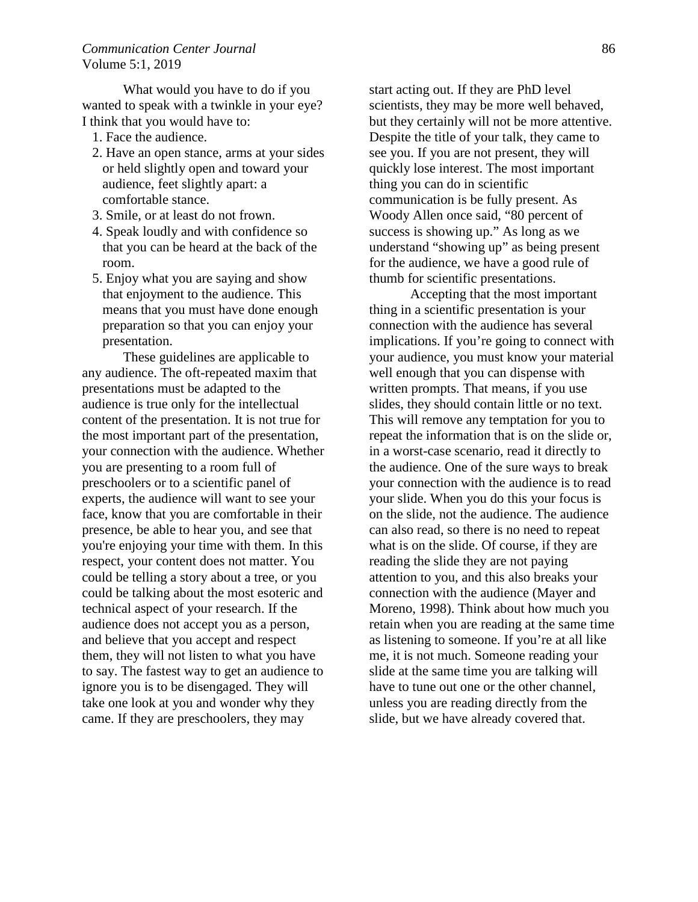What would you have to do if you wanted to speak with a twinkle in your eye? I think that you would have to:

1. Face the audience.
2. Have an open stance, arms at your sides or held slightly open and toward your audience, feet slightly apart: a comfortable stance.
3. Smile, or at least do not frown.
4. Speak loudly and with confidence so that you can be heard at the back of the room.
5. Enjoy what you are saying and show that enjoyment to the audience. This means that you must have done enough preparation so that you can enjoy your presentation.

These guidelines are applicable to any audience. The oft-repeated maxim that presentations must be adapted to the audience is true only for the intellectual content of the presentation. It is not true for the most important part of the presentation, your connection with the audience. Whether you are presenting to a room full of preschoolers or to a scientific panel of experts, the audience will want to see your face, know that you are comfortable in their presence, be able to hear you, and see that you're enjoying your time with them. In this respect, your content does not matter. You could be telling a story about a tree, or you could be talking about the most esoteric and technical aspect of your research. If the audience does not accept you as a person, and believe that you accept and respect them, they will not listen to what you have to say. The fastest way to get an audience to ignore you is to be disengaged. They will take one look at you and wonder why they came. If they are preschoolers, they may start acting out. If they are PhD level scientists, they may be more well behaved, but they certainly will not be more attentive. Despite the title of your talk, they came to see you. If you are not present, they will quickly lose interest. The most important thing you can do in scientific communication is be fully present. As Woody Allen once said, "80 percent of success is showing up." As long as we understand "showing up" as being present for the audience, we have a good rule of thumb for scientific presentations.

Accepting that the most important thing in a scientific presentation is your connection with the audience has several implications. If you're going to connect with your audience, you must know your material well enough that you can dispense with written prompts. That means, if you use slides, they should contain little or no text. This will remove any temptation for you to repeat the information that is on the slide or, in a worst-case scenario, read it directly to the audience. One of the sure ways to break your connection with the audience is to read your slide. When you do this your focus is on the slide, not the audience. The audience can also read, so there is no need to repeat what is on the slide. Of course, if they are reading the slide they are not paying attention to you, and this also breaks your connection with the audience (Mayer and Moreno, 1998). Think about how much you retain when you are reading at the same time as listening to someone. If you're at all like me, it is not much. Someone reading your slide at the same time you are talking will have to tune out one or the other channel, unless you are reading directly from the slide, but we have already covered that.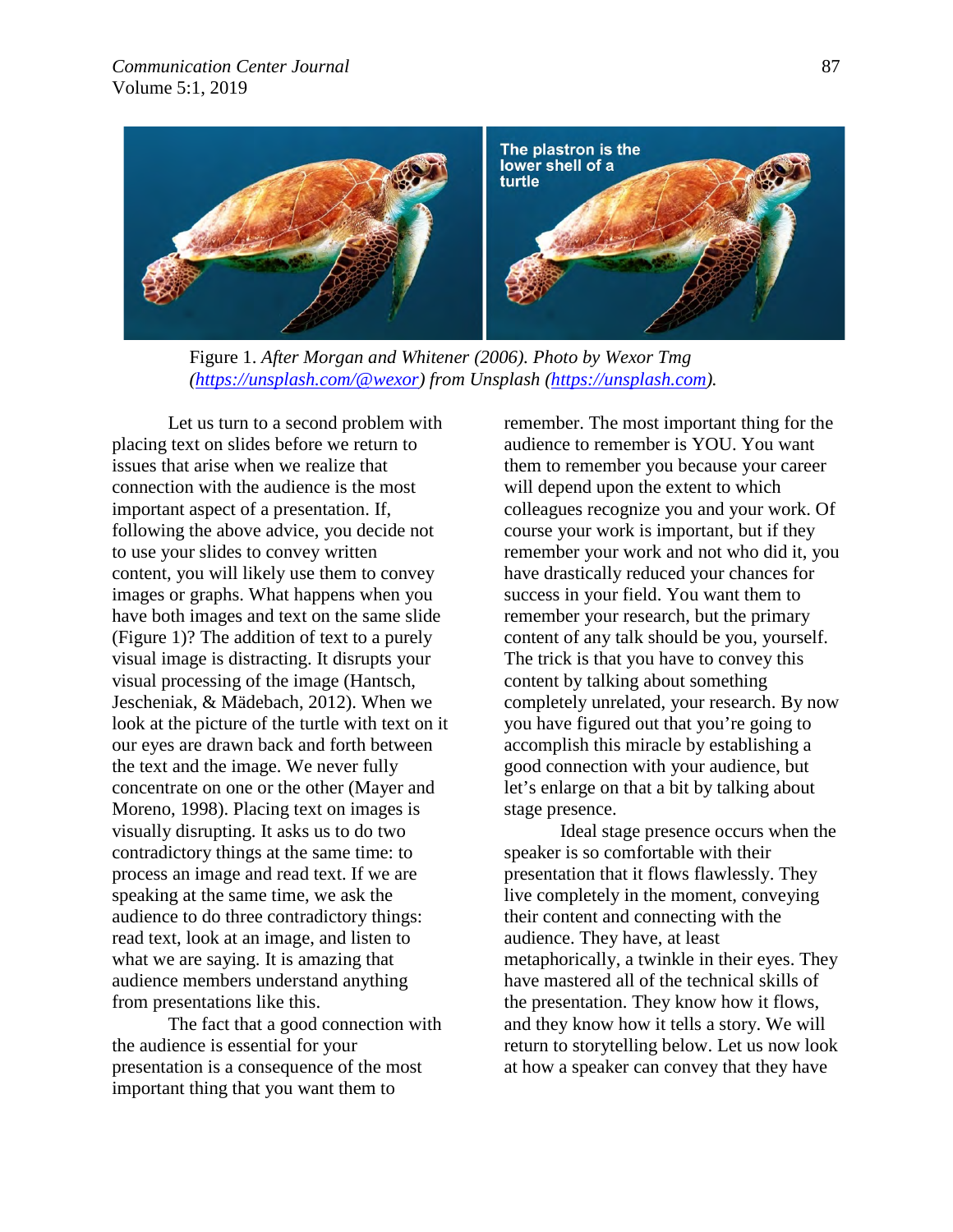Figure 1. *After Morgan and Whitener (2006). Photo by Wexor Tmg (https://unsplash.com/@wexor) from Unsplash (https://unsplash.com).*

Let us turn to a second problem with placing text on slides before we return to issues that arise when we realize that connection with the audience is the most important aspect of a presentation. If, following the above advice, you decide not to use your slides to convey written content, you will likely use them to convey images or graphs. What happens when you have both images and text on the same slide (Figure 1)? The addition of text to a purely visual image is distracting. It disrupts your visual processing of the image (Hantsch, Jescheniak, & Mädebach, 2012). When we look at the picture of the turtle with text on it our eyes are drawn back and forth between the text and the image. We never fully concentrate on one or the other (Mayer and Moreno, 1998). Placing text on images is visually disrupting. It asks us to do two contradictory things at the same time: to process an image and read text. If we are speaking at the same time, we ask the audience to do three contradictory things: read text, look at an image, and listen to what we are saying. It is amazing that audience members understand anything from presentations like this.

The fact that a good connection with the audience is essential for your presentation is a consequence of the most important thing that you want them to remember. The most important thing for the audience to remember is YOU. You want them to remember you because your career will depend upon the extent to which colleagues recognize you and your work. Of course your work is important, but if they remember your work and not who did it, you have drastically reduced your chances for success in your field. You want them to remember your research, but the primary content of any talk should be you, yourself. The trick is that you have to convey this content by talking about something completely unrelated, your research. By now you have figured out that you're going to accomplish this miracle by establishing a good connection with your audience, but let's enlarge on that a bit by talking about stage presence.

Ideal stage presence occurs when the speaker is so comfortable with their presentation that it flows flawlessly. They live completely in the moment, conveying their content and connecting with the audience. They have, at least metaphorically, a twinkle in their eyes. They have mastered all of the technical skills of the presentation. They know how it flows, and they know how it tells a story. We will return to storytelling below. Let us now look at how a speaker can convey that they have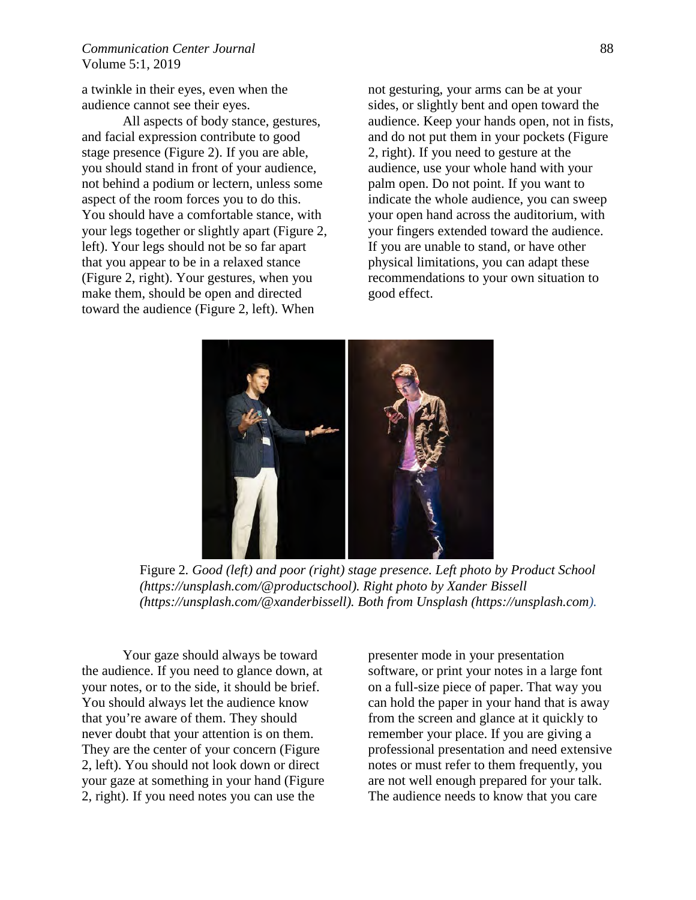a twinkle in their eyes, even when the audience cannot see their eyes.

All aspects of body stance, gestures, and facial expression contribute to good stage presence (Figure 2). If you are able, you should stand in front of your audience, not behind a podium or lectern, unless some aspect of the room forces you to do this. You should have a comfortable stance, with your legs together or slightly apart (Figure 2, left). Your legs should not be so far apart that you appear to be in a relaxed stance (Figure 2, right). Your gestures, when you make them, should be open and directed toward the audience (Figure 2, left). When not gesturing, your arms can be at your sides, or slightly bent and open toward the audience. Keep your hands open, not in fists, and do not put them in your pockets (Figure 2, right). If you need to gesture at the audience, use your whole hand with your palm open. Do not point. If you want to indicate the whole audience, you can sweep your open hand across the auditorium, with your fingers extended toward the audience. If you are unable to stand, or have other physical limitations, you can adapt these recommendations to your own situation to good effect.

Figure 2. *Good (left) and poor (right) stage presence. Left photo by Product School (https://unsplash.com/@productschool). Right photo by Xander Bissell (https://unsplash.com/@xanderbissell). Both from Unsplash (https://unsplash.com).*

Your gaze should always be toward the audience. If you need to glance down, at your notes, or to the side, it should be brief. You should always let the audience know that you're aware of them. They should never doubt that your attention is on them. They are the center of your concern (Figure 2, left). You should not look down or direct your gaze at something in your hand (Figure 2, right). If you need notes you can use the presenter mode in your presentation software, or print your notes in a large font on a full-size piece of paper. That way you can hold the paper in your hand that is away from the screen and glance at it quickly to remember your place. If you are giving a professional presentation and need extensive notes or must refer to them frequently, you are not well enough prepared for your talk. The audience needs to know that you care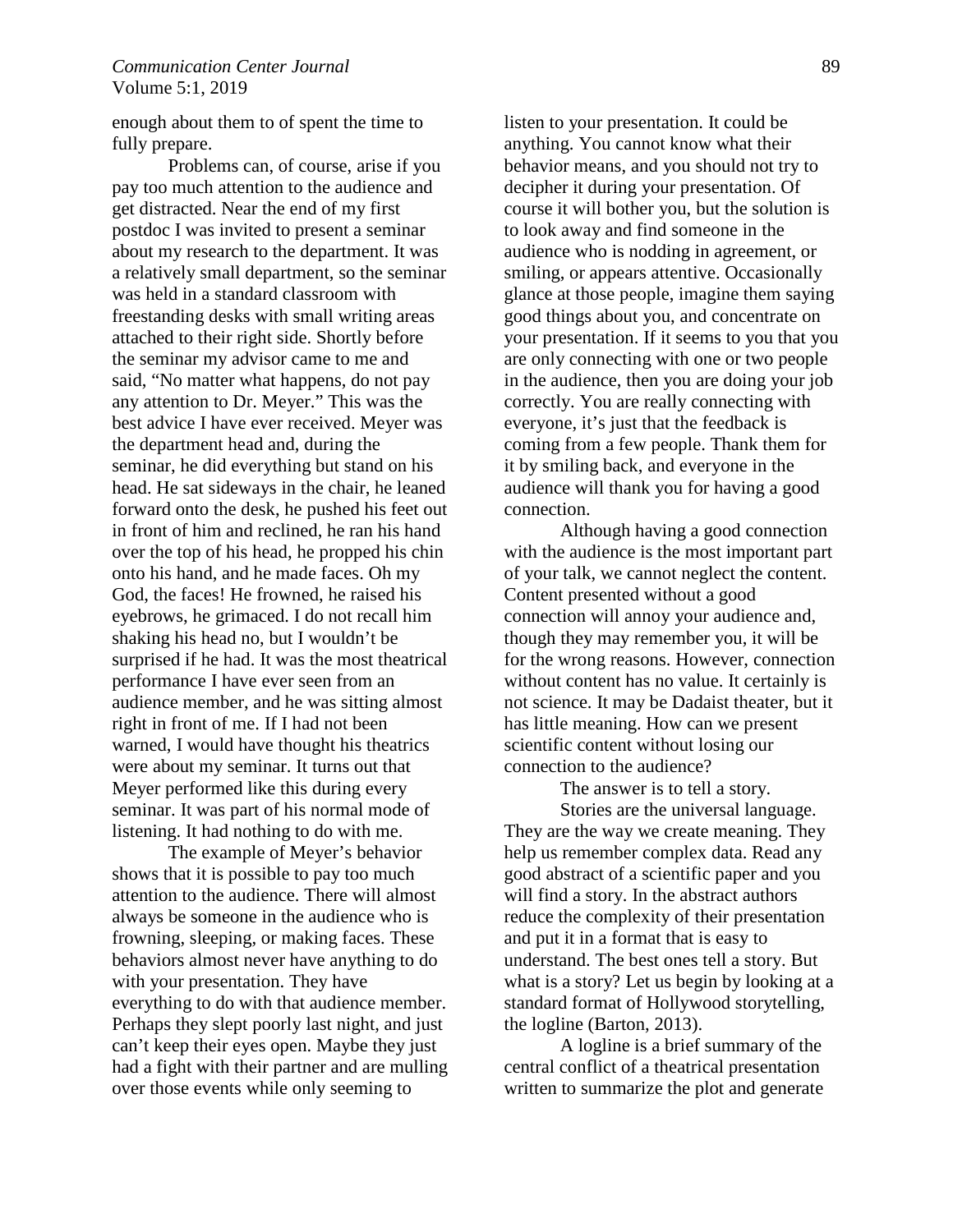enough about them to of spent the time to fully prepare.

Problems can, of course, arise if you pay too much attention to the audience and get distracted. Near the end of my first postdoc I was invited to present a seminar about my research to the department. It was a relatively small department, so the seminar was held in a standard classroom with freestanding desks with small writing areas attached to their right side. Shortly before the seminar my advisor came to me and said, "No matter what happens, do not pay any attention to Dr. Meyer." This was the best advice I have ever received. Meyer was the department head and, during the seminar, he did everything but stand on his head. He sat sideways in the chair, he leaned forward onto the desk, he pushed his feet out in front of him and reclined, he ran his hand over the top of his head, he propped his chin onto his hand, and he made faces. Oh my God, the faces! He frowned, he raised his eyebrows, he grimaced. I do not recall him shaking his head no, but I wouldn't be surprised if he had. It was the most theatrical performance I have ever seen from an audience member, and he was sitting almost right in front of me. If I had not been warned, I would have thought his theatrics were about my seminar. It turns out that Meyer performed like this during every seminar. It was part of his normal mode of listening. It had nothing to do with me.

The example of Meyer's behavior shows that it is possible to pay too much attention to the audience. There will almost always be someone in the audience who is frowning, sleeping, or making faces. These behaviors almost never have anything to do with your presentation. They have everything to do with that audience member. Perhaps they slept poorly last night, and just can't keep their eyes open. Maybe they just had a fight with their partner and are mulling over those events while only seeming to listen to your presentation. It could be anything. You cannot know what their behavior means, and you should not try to decipher it during your presentation. Of course it will bother you, but the solution is to look away and find someone in the audience who is nodding in agreement, or smiling, or appears attentive. Occasionally glance at those people, imagine them saying good things about you, and concentrate on your presentation. If it seems to you that you are only connecting with one or two people in the audience, then you are doing your job correctly. You are really connecting with everyone, it's just that the feedback is coming from a few people. Thank them for it by smiling back, and everyone in the audience will thank you for having a good connection.

Although having a good connection with the audience is the most important part of your talk, we cannot neglect the content. Content presented without a good connection will annoy your audience and, though they may remember you, it will be for the wrong reasons. However, connection without content has no value. It certainly is not science. It may be Dadaist theater, but it has little meaning. How can we present scientific content without losing our connection to the audience?

The answer is to tell a story.

Stories are the universal language. They are the way we create meaning. They help us remember complex data. Read any good abstract of a scientific paper and you will find a story. In the abstract authors reduce the complexity of their presentation and put it in a format that is easy to understand. The best ones tell a story. But what is a story? Let us begin by looking at a standard format of Hollywood storytelling, the logline (Barton, 2013).

A logline is a brief summary of the central conflict of a theatrical presentation written to summarize the plot and generate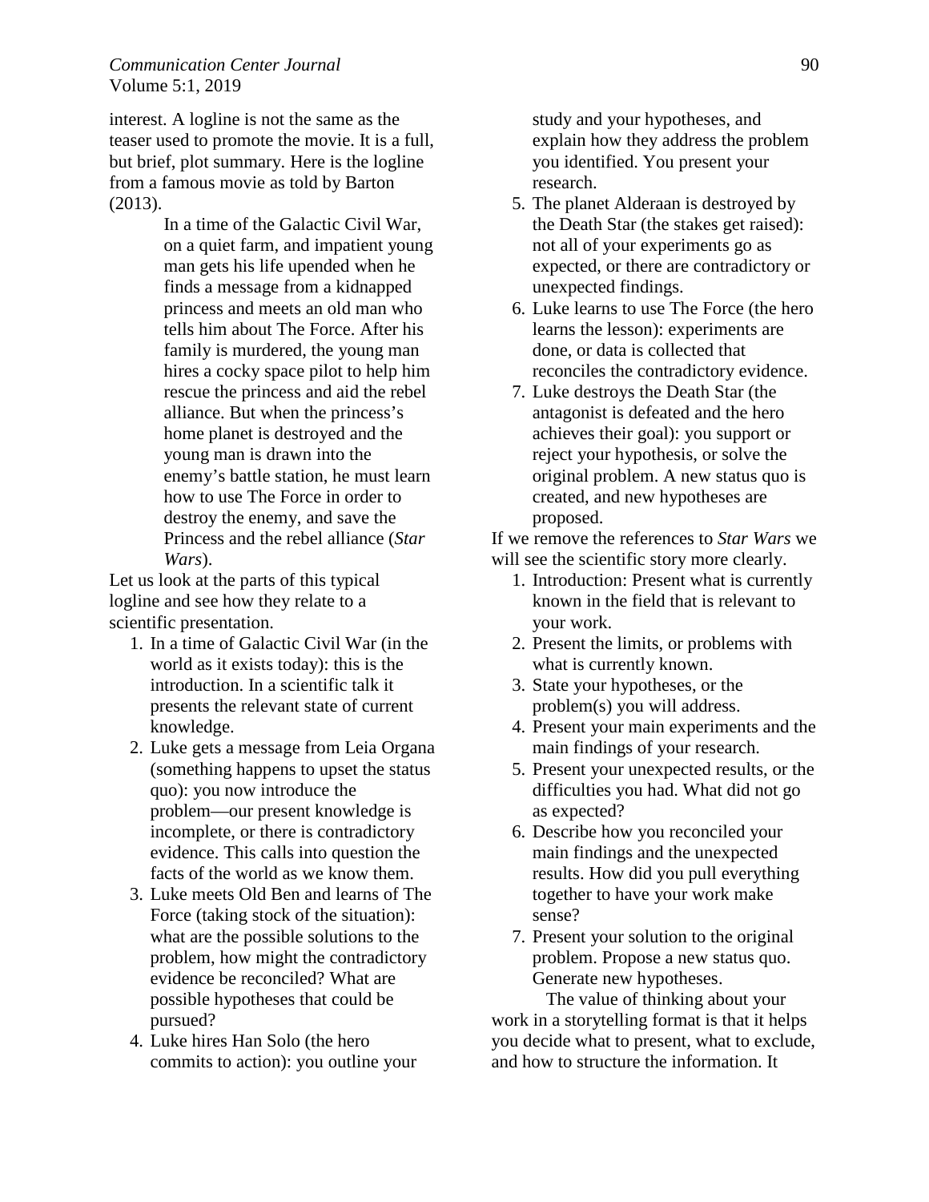interest. A logline is not the same as the teaser used to promote the movie. It is a full, but brief, plot summary. Here is the logline from a famous movie as told by Barton (2013).

> In a time of the Galactic Civil War, on a quiet farm, and impatient young man gets his life upended when he finds a message from a kidnapped princess and meets an old man who tells him about The Force. After his family is murdered, the young man hires a cocky space pilot to help him rescue the princess and aid the rebel alliance. But when the princess's home planet is destroyed and the young man is drawn into the enemy's battle station, he must learn how to use The Force in order to destroy the enemy, and save the Princess and the rebel alliance (*Star Wars*).

Let us look at the parts of this typical logline and see how they relate to a scientific presentation.

1. In a time of Galactic Civil War (in the world as it exists today): this is the introduction. In a scientific talk it presents the relevant state of current knowledge.
2. Luke gets a message from Leia Organa (something happens to upset the status quo): you now introduce the problem—our present knowledge is incomplete, or there is contradictory evidence. This calls into question the facts of the world as we know them.
3. Luke meets Old Ben and learns of The Force (taking stock of the situation): what are the possible solutions to the problem, how might the contradictory evidence be reconciled? What are possible hypotheses that could be pursued?
4. Luke hires Han Solo (the hero commits to action): you outline your study and your hypotheses, and explain how they address the problem you identified. You present your research.
5. The planet Alderaan is destroyed by the Death Star (the stakes get raised): not all of your experiments go as expected, or there are contradictory or unexpected findings.
6. Luke learns to use The Force (the hero learns the lesson): experiments are done, or data is collected that reconciles the contradictory evidence.
7. Luke destroys the Death Star (the antagonist is defeated and the hero achieves their goal): you support or reject your hypothesis, or solve the original problem. A new status quo is created, and new hypotheses are proposed.

If we remove the references to *Star Wars* we will see the scientific story more clearly.

1. Introduction: Present what is currently known in the field that is relevant to your work.
2. Present the limits, or problems with what is currently known.
3. State your hypotheses, or the problem(s) you will address.
4. Present your main experiments and the main findings of your research.
5. Present your unexpected results, or the difficulties you had. What did not go as expected?
6. Describe how you reconciled your main findings and the unexpected results. How did you pull everything together to have your work make sense?
7. Present your solution to the original problem. Propose a new status quo. Generate new hypotheses.

The value of thinking about your work in a storytelling format is that it helps you decide what to present, what to exclude, and how to structure the information. It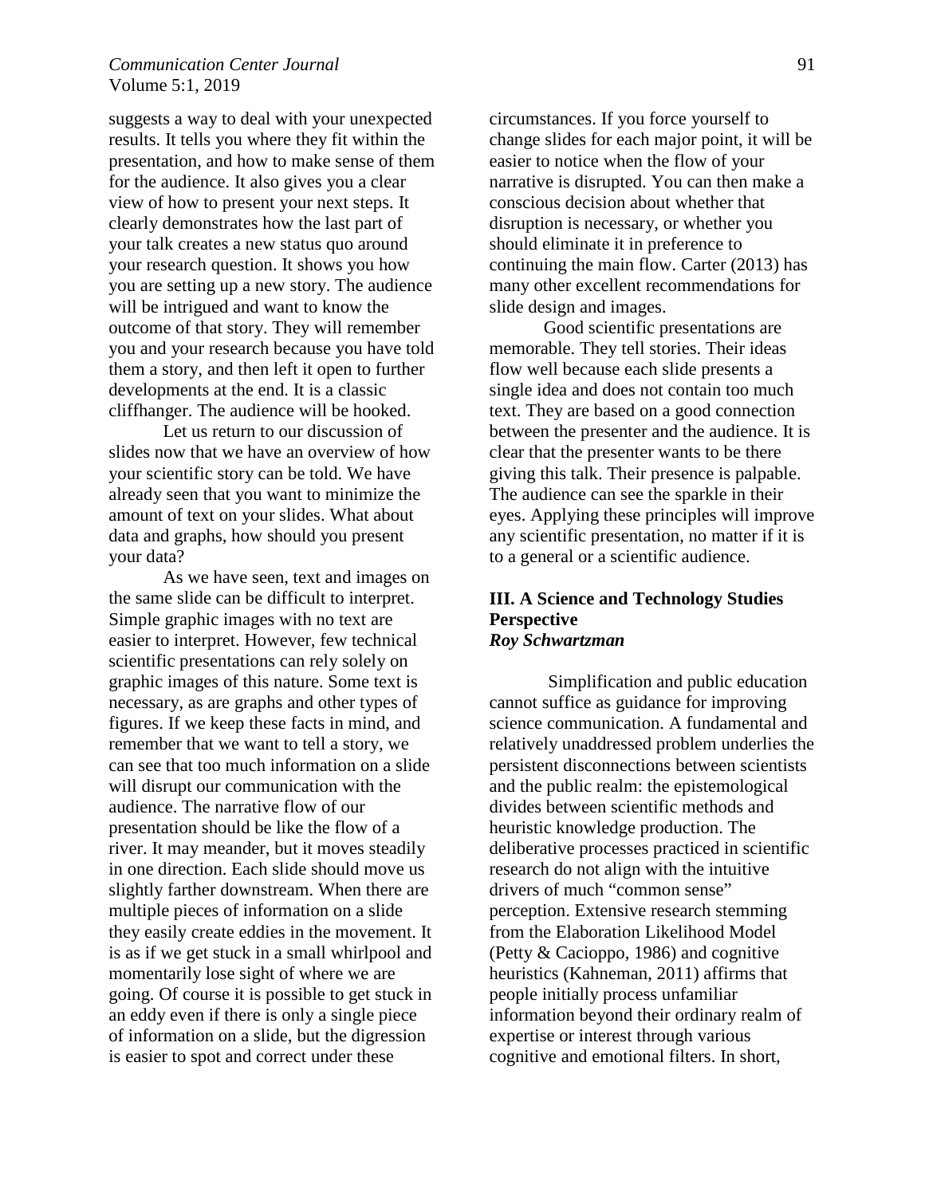suggests a way to deal with your unexpected results. It tells you where they fit within the presentation, and how to make sense of them for the audience. It also gives you a clear view of how to present your next steps. It clearly demonstrates how the last part of your talk creates a new status quo around your research question. It shows you how you are setting up a new story. The audience will be intrigued and want to know the outcome of that story. They will remember you and your research because you have told them a story, and then left it open to further developments at the end. It is a classic cliffhanger. The audience will be hooked.

Let us return to our discussion of slides now that we have an overview of how your scientific story can be told. We have already seen that you want to minimize the amount of text on your slides. What about data and graphs, how should you present your data?

As we have seen, text and images on the same slide can be difficult to interpret. Simple graphic images with no text are easier to interpret. However, few technical scientific presentations can rely solely on graphic images of this nature. Some text is necessary, as are graphs and other types of figures. If we keep these facts in mind, and remember that we want to tell a story, we can see that too much information on a slide will disrupt our communication with the audience. The narrative flow of our presentation should be like the flow of a river. It may meander, but it moves steadily in one direction. Each slide should move us slightly farther downstream. When there are multiple pieces of information on a slide they easily create eddies in the movement. It is as if we get stuck in a small whirlpool and momentarily lose sight of where we are going. Of course it is possible to get stuck in an eddy even if there is only a single piece of information on a slide, but the digression is easier to spot and correct under these circumstances. If you force yourself to change slides for each major point, it will be easier to notice when the flow of your narrative is disrupted. You can then make a conscious decision about whether that disruption is necessary, or whether you should eliminate it in preference to continuing the main flow. Carter (2013) has many other excellent recommendations for slide design and images.

Good scientific presentations are memorable. They tell stories. Their ideas flow well because each slide presents a single idea and does not contain too much text. They are based on a good connection between the presenter and the audience. It is clear that the presenter wants to be there giving this talk. Their presence is palpable. The audience can see the sparkle in their eyes. Applying these principles will improve any scientific presentation, no matter if it is to a general or a scientific audience.

## III. A Science and Technology Studies Perspective

***Roy Schwartzman***

Simplification and public education cannot suffice as guidance for improving science communication. A fundamental and relatively unaddressed problem underlies the persistent disconnections between scientists and the public realm: the epistemological divides between scientific methods and heuristic knowledge production. The deliberative processes practiced in scientific research do not align with the intuitive drivers of much "common sense" perception. Extensive research stemming from the Elaboration Likelihood Model (Petty & Cacioppo, 1986) and cognitive heuristics (Kahneman, 2011) affirms that people initially process unfamiliar information beyond their ordinary realm of expertise or interest through various cognitive and emotional filters. In short,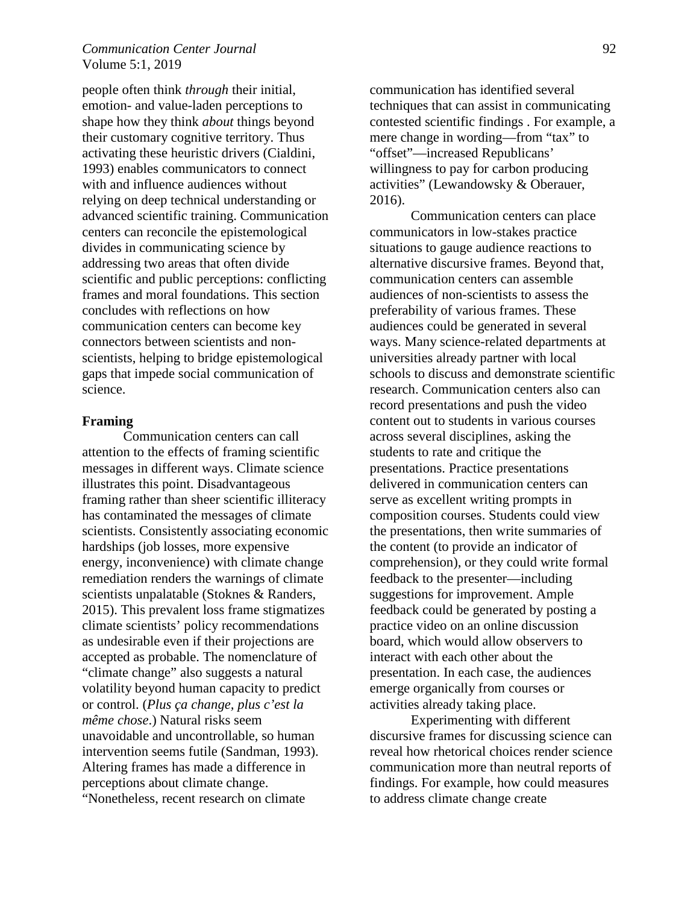people often think *through* their initial, emotion- and value-laden perceptions to shape how they think *about* things beyond their customary cognitive territory. Thus activating these heuristic drivers (Cialdini, 1993) enables communicators to connect with and influence audiences without relying on deep technical understanding or advanced scientific training. Communication centers can reconcile the epistemological divides in communicating science by addressing two areas that often divide scientific and public perceptions: conflicting frames and moral foundations. This section concludes with reflections on how communication centers can become key connectors between scientists and non-scientists, helping to bridge epistemological gaps that impede social communication of science.

**Framing**

Communication centers can call attention to the effects of framing scientific messages in different ways. Climate science illustrates this point. Disadvantageous framing rather than sheer scientific illiteracy has contaminated the messages of climate scientists. Consistently associating economic hardships (job losses, more expensive energy, inconvenience) with climate change remediation renders the warnings of climate scientists unpalatable (Stoknes & Randers, 2015). This prevalent loss frame stigmatizes climate scientists' policy recommendations as undesirable even if their projections are accepted as probable. The nomenclature of "climate change" also suggests a natural volatility beyond human capacity to predict or control. (*Plus ça change, plus c'est la même chose*.) Natural risks seem unavoidable and uncontrollable, so human intervention seems futile (Sandman, 1993). Altering frames has made a difference in perceptions about climate change. "Nonetheless, recent research on climate communication has identified several techniques that can assist in communicating contested scientific findings . For example, a mere change in wording—from "tax" to "offset"—increased Republicans' willingness to pay for carbon producing activities" (Lewandowsky & Oberauer, 2016).

Communication centers can place communicators in low-stakes practice situations to gauge audience reactions to alternative discursive frames. Beyond that, communication centers can assemble audiences of non-scientists to assess the preferability of various frames. These audiences could be generated in several ways. Many science-related departments at universities already partner with local schools to discuss and demonstrate scientific research. Communication centers also can record presentations and push the video content out to students in various courses across several disciplines, asking the students to rate and critique the presentations. Practice presentations delivered in communication centers can serve as excellent writing prompts in composition courses. Students could view the presentations, then write summaries of the content (to provide an indicator of comprehension), or they could write formal feedback to the presenter—including suggestions for improvement. Ample feedback could be generated by posting a practice video on an online discussion board, which would allow observers to interact with each other about the presentation. In each case, the audiences emerge organically from courses or activities already taking place.

Experimenting with different discursive frames for discussing science can reveal how rhetorical choices render science communication more than neutral reports of findings. For example, how could measures to address climate change create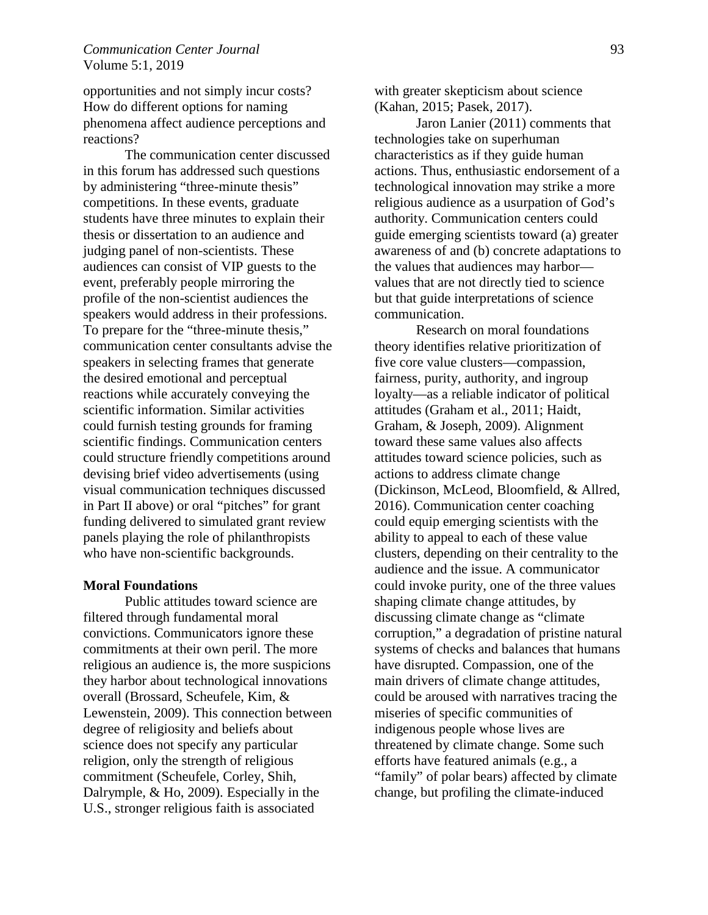opportunities and not simply incur costs? How do different options for naming phenomena affect audience perceptions and reactions?

The communication center discussed in this forum has addressed such questions by administering "three-minute thesis" competitions. In these events, graduate students have three minutes to explain their thesis or dissertation to an audience and judging panel of non-scientists. These audiences can consist of VIP guests to the event, preferably people mirroring the profile of the non-scientist audiences the speakers would address in their professions. To prepare for the "three-minute thesis," communication center consultants advise the speakers in selecting frames that generate the desired emotional and perceptual reactions while accurately conveying the scientific information. Similar activities could furnish testing grounds for framing scientific findings. Communication centers could structure friendly competitions around devising brief video advertisements (using visual communication techniques discussed in Part II above) or oral "pitches" for grant funding delivered to simulated grant review panels playing the role of philanthropists who have non-scientific backgrounds.

**Moral Foundations**

Public attitudes toward science are filtered through fundamental moral convictions. Communicators ignore these commitments at their own peril. The more religious an audience is, the more suspicions they harbor about technological innovations overall (Brossard, Scheufele, Kim, & Lewenstein, 2009). This connection between degree of religiosity and beliefs about science does not specify any particular religion, only the strength of religious commitment (Scheufele, Corley, Shih, Dalrymple, & Ho, 2009). Especially in the U.S., stronger religious faith is associated with greater skepticism about science (Kahan, 2015; Pasek, 2017).

Jaron Lanier (2011) comments that technologies take on superhuman characteristics as if they guide human actions. Thus, enthusiastic endorsement of a technological innovation may strike a more religious audience as a usurpation of God's authority. Communication centers could guide emerging scientists toward (a) greater awareness of and (b) concrete adaptations to the values that audiences may harbor—values that are not directly tied to science but that guide interpretations of science communication.

Research on moral foundations theory identifies relative prioritization of five core value clusters—compassion, fairness, purity, authority, and ingroup loyalty—as a reliable indicator of political attitudes (Graham et al., 2011; Haidt, Graham, & Joseph, 2009). Alignment toward these same values also affects attitudes toward science policies, such as actions to address climate change (Dickinson, McLeod, Bloomfield, & Allred, 2016). Communication center coaching could equip emerging scientists with the ability to appeal to each of these value clusters, depending on their centrality to the audience and the issue. A communicator could invoke purity, one of the three values shaping climate change attitudes, by discussing climate change as "climate corruption," a degradation of pristine natural systems of checks and balances that humans have disrupted. Compassion, one of the main drivers of climate change attitudes, could be aroused with narratives tracing the miseries of specific communities of indigenous people whose lives are threatened by climate change. Some such efforts have featured animals (e.g., a "family" of polar bears) affected by climate change, but profiling the climate-induced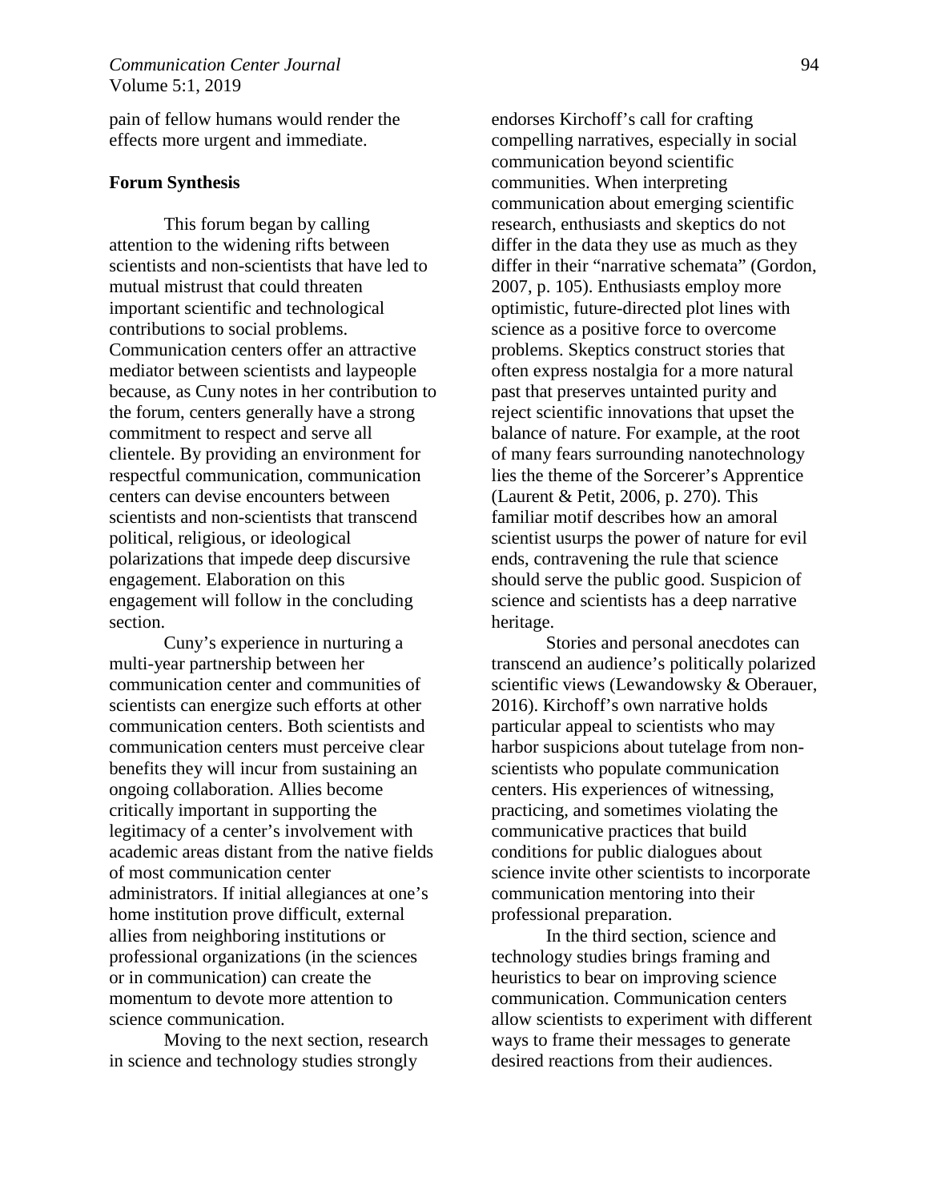pain of fellow humans would render the effects more urgent and immediate.

**Forum Synthesis**

This forum began by calling attention to the widening rifts between scientists and non-scientists that have led to mutual mistrust that could threaten important scientific and technological contributions to social problems. Communication centers offer an attractive mediator between scientists and laypeople because, as Cuny notes in her contribution to the forum, centers generally have a strong commitment to respect and serve all clientele. By providing an environment for respectful communication, communication centers can devise encounters between scientists and non-scientists that transcend political, religious, or ideological polarizations that impede deep discursive engagement. Elaboration on this engagement will follow in the concluding section.

Cuny's experience in nurturing a multi-year partnership between her communication center and communities of scientists can energize such efforts at other communication centers. Both scientists and communication centers must perceive clear benefits they will incur from sustaining an ongoing collaboration. Allies become critically important in supporting the legitimacy of a center's involvement with academic areas distant from the native fields of most communication center administrators. If initial allegiances at one's home institution prove difficult, external allies from neighboring institutions or professional organizations (in the sciences or in communication) can create the momentum to devote more attention to science communication.

Moving to the next section, research in science and technology studies strongly endorses Kirchoff's call for crafting compelling narratives, especially in social communication beyond scientific communities. When interpreting communication about emerging scientific research, enthusiasts and skeptics do not differ in the data they use as much as they differ in their "narrative schemata" (Gordon, 2007, p. 105). Enthusiasts employ more optimistic, future-directed plot lines with science as a positive force to overcome problems. Skeptics construct stories that often express nostalgia for a more natural past that preserves untainted purity and reject scientific innovations that upset the balance of nature. For example, at the root of many fears surrounding nanotechnology lies the theme of the Sorcerer's Apprentice (Laurent & Petit, 2006, p. 270). This familiar motif describes how an amoral scientist usurps the power of nature for evil ends, contravening the rule that science should serve the public good. Suspicion of science and scientists has a deep narrative heritage.

Stories and personal anecdotes can transcend an audience's politically polarized scientific views (Lewandowsky & Oberauer, 2016). Kirchoff's own narrative holds particular appeal to scientists who may harbor suspicions about tutelage from non-scientists who populate communication centers. His experiences of witnessing, practicing, and sometimes violating the communicative practices that build conditions for public dialogues about science invite other scientists to incorporate communication mentoring into their professional preparation.

In the third section, science and technology studies brings framing and heuristics to bear on improving science communication. Communication centers allow scientists to experiment with different ways to frame their messages to generate desired reactions from their audiences.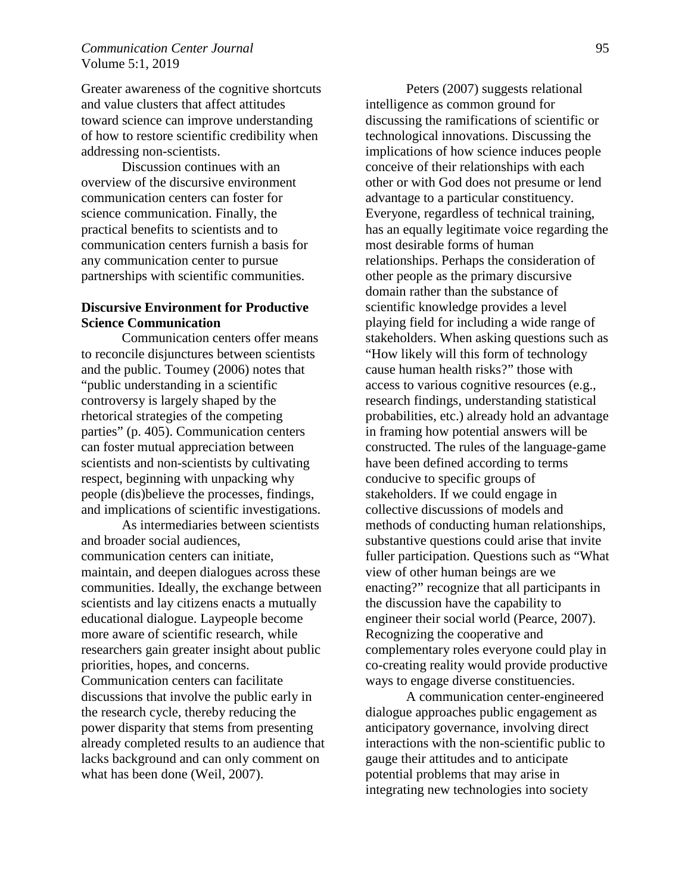Greater awareness of the cognitive shortcuts and value clusters that affect attitudes toward science can improve understanding of how to restore scientific credibility when addressing non-scientists.

Discussion continues with an overview of the discursive environment communication centers can foster for science communication. Finally, the practical benefits to scientists and to communication centers furnish a basis for any communication center to pursue partnerships with scientific communities.

**Discursive Environment for Productive Science Communication**

Communication centers offer means to reconcile disjunctures between scientists and the public. Toumey (2006) notes that "public understanding in a scientific controversy is largely shaped by the rhetorical strategies of the competing parties" (p. 405). Communication centers can foster mutual appreciation between scientists and non-scientists by cultivating respect, beginning with unpacking why people (dis)believe the processes, findings, and implications of scientific investigations.

As intermediaries between scientists and broader social audiences, communication centers can initiate, maintain, and deepen dialogues across these communities. Ideally, the exchange between scientists and lay citizens enacts a mutually educational dialogue. Laypeople become more aware of scientific research, while researchers gain greater insight about public priorities, hopes, and concerns. Communication centers can facilitate discussions that involve the public early in the research cycle, thereby reducing the power disparity that stems from presenting already completed results to an audience that lacks background and can only comment on what has been done (Weil, 2007).

Peters (2007) suggests relational intelligence as common ground for discussing the ramifications of scientific or technological innovations. Discussing the implications of how science induces people conceive of their relationships with each other or with God does not presume or lend advantage to a particular constituency. Everyone, regardless of technical training, has an equally legitimate voice regarding the most desirable forms of human relationships. Perhaps the consideration of other people as the primary discursive domain rather than the substance of scientific knowledge provides a level playing field for including a wide range of stakeholders. When asking questions such as "How likely will this form of technology cause human health risks?" those with access to various cognitive resources (e.g., research findings, understanding statistical probabilities, etc.) already hold an advantage in framing how potential answers will be constructed. The rules of the language-game have been defined according to terms conducive to specific groups of stakeholders. If we could engage in collective discussions of models and methods of conducting human relationships, substantive questions could arise that invite fuller participation. Questions such as "What view of other human beings are we enacting?" recognize that all participants in the discussion have the capability to engineer their social world (Pearce, 2007). Recognizing the cooperative and complementary roles everyone could play in co-creating reality would provide productive ways to engage diverse constituencies.

A communication center-engineered dialogue approaches public engagement as anticipatory governance, involving direct interactions with the non-scientific public to gauge their attitudes and to anticipate potential problems that may arise in integrating new technologies into society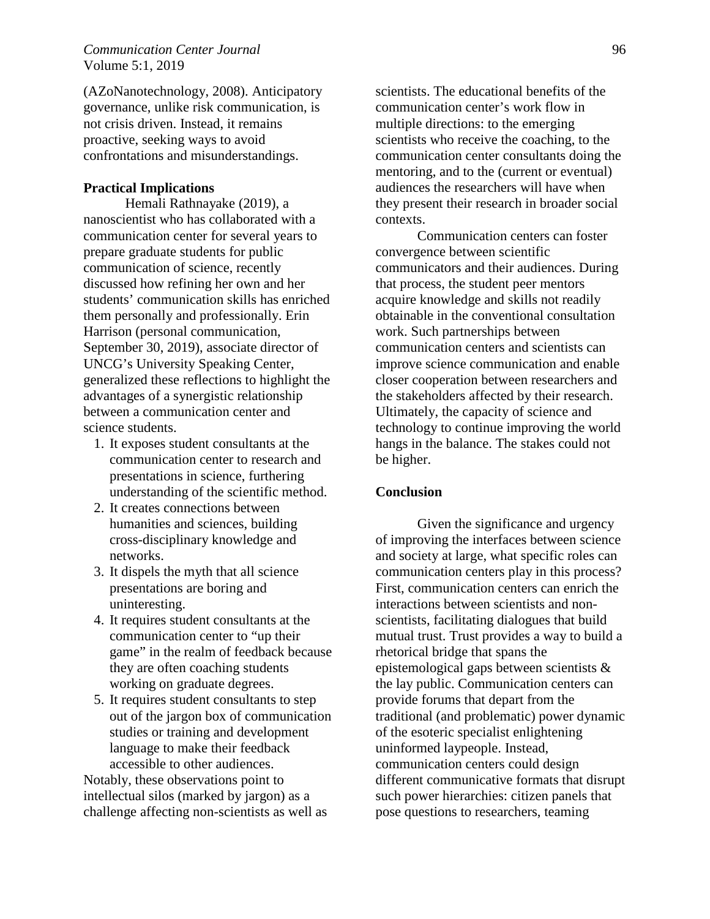(AZoNanotechnology, 2008). Anticipatory governance, unlike risk communication, is not crisis driven. Instead, it remains proactive, seeking ways to avoid confrontations and misunderstandings.

**Practical Implications**

Hemali Rathnayake (2019), a nanoscientist who has collaborated with a communication center for several years to prepare graduate students for public communication of science, recently discussed how refining her own and her students' communication skills has enriched them personally and professionally. Erin Harrison (personal communication, September 30, 2019), associate director of UNCG's University Speaking Center, generalized these reflections to highlight the advantages of a synergistic relationship between a communication center and science students.

1. It exposes student consultants at the communication center to research and presentations in science, furthering understanding of the scientific method.
2. It creates connections between humanities and sciences, building cross-disciplinary knowledge and networks.
3. It dispels the myth that all science presentations are boring and uninteresting.
4. It requires student consultants at the communication center to "up their game" in the realm of feedback because they are often coaching students working on graduate degrees.
5. It requires student consultants to step out of the jargon box of communication studies or training and development language to make their feedback accessible to other audiences.

Notably, these observations point to intellectual silos (marked by jargon) as a challenge affecting non-scientists as well as scientists. The educational benefits of the communication center's work flow in multiple directions: to the emerging scientists who receive the coaching, to the communication center consultants doing the mentoring, and to the (current or eventual) audiences the researchers will have when they present their research in broader social contexts.

Communication centers can foster convergence between scientific communicators and their audiences. During that process, the student peer mentors acquire knowledge and skills not readily obtainable in the conventional consultation work. Such partnerships between communication centers and scientists can improve science communication and enable closer cooperation between researchers and the stakeholders affected by their research. Ultimately, the capacity of science and technology to continue improving the world hangs in the balance. The stakes could not be higher.

**Conclusion**

Given the significance and urgency of improving the interfaces between science and society at large, what specific roles can communication centers play in this process? First, communication centers can enrich the interactions between scientists and non-scientists, facilitating dialogues that build mutual trust. Trust provides a way to build a rhetorical bridge that spans the epistemological gaps between scientists & the lay public. Communication centers can provide forums that depart from the traditional (and problematic) power dynamic of the esoteric specialist enlightening uninformed laypeople. Instead, communication centers could design different communicative formats that disrupt such power hierarchies: citizen panels that pose questions to researchers, teaming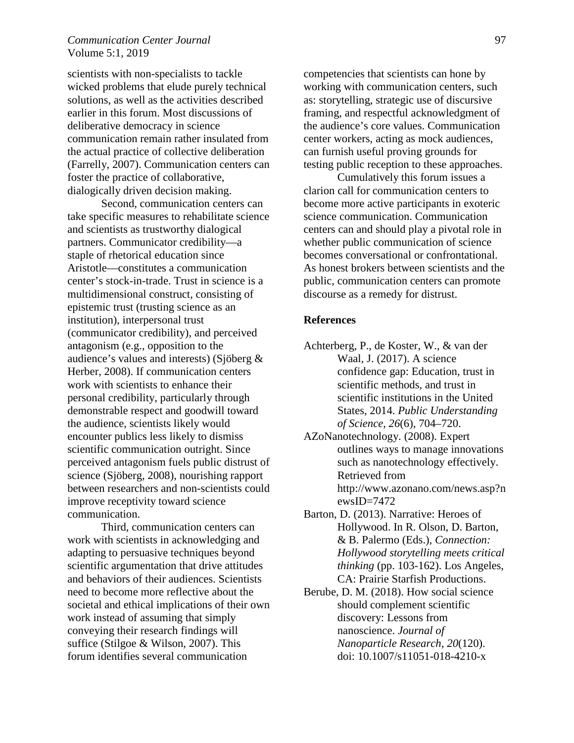scientists with non-specialists to tackle wicked problems that elude purely technical solutions, as well as the activities described earlier in this forum. Most discussions of deliberative democracy in science communication remain rather insulated from the actual practice of collective deliberation (Farrelly, 2007). Communication centers can foster the practice of collaborative, dialogically driven decision making.

Second, communication centers can take specific measures to rehabilitate science and scientists as trustworthy dialogical partners. Communicator credibility—a staple of rhetorical education since Aristotle—constitutes a communication center's stock-in-trade. Trust in science is a multidimensional construct, consisting of epistemic trust (trusting science as an institution), interpersonal trust (communicator credibility), and perceived antagonism (e.g., opposition to the audience's values and interests) (Sjöberg & Herber, 2008). If communication centers work with scientists to enhance their personal credibility, particularly through demonstrable respect and goodwill toward the audience, scientists likely would encounter publics less likely to dismiss scientific communication outright. Since perceived antagonism fuels public distrust of science (Sjöberg, 2008), nourishing rapport between researchers and non-scientists could improve receptivity toward science communication.

Third, communication centers can work with scientists in acknowledging and adapting to persuasive techniques beyond scientific argumentation that drive attitudes and behaviors of their audiences. Scientists need to become more reflective about the societal and ethical implications of their own work instead of assuming that simply conveying their research findings will suffice (Stilgoe & Wilson, 2007). This forum identifies several communication competencies that scientists can hone by working with communication centers, such as: storytelling, strategic use of discursive framing, and respectful acknowledgment of the audience's core values. Communication center workers, acting as mock audiences, can furnish useful proving grounds for testing public reception to these approaches.

Cumulatively this forum issues a clarion call for communication centers to become more active participants in exoteric science communication. Communication centers can and should play a pivotal role in whether public communication of science becomes conversational or confrontational. As honest brokers between scientists and the public, communication centers can promote discourse as a remedy for distrust.

## References

Achterberg, P., de Koster, W., & van der Waal, J. (2017). A science confidence gap: Education, trust in scientific methods, and trust in scientific institutions in the United States, 2014. *Public Understanding of Science, 26*(6), 704–720.

AZoNanotechnology. (2008). Expert outlines ways to manage innovations such as nanotechnology effectively. Retrieved from http://www.azonano.com/news.asp?newsID=7472

Barton, D. (2013). Narrative: Heroes of Hollywood. In R. Olson, D. Barton, & B. Palermo (Eds.), *Connection: Hollywood storytelling meets critical thinking* (pp. 103-162). Los Angeles, CA: Prairie Starfish Productions.

Berube, D. M. (2018). How social science should complement scientific discovery: Lessons from nanoscience. *Journal of Nanoparticle Research, 20*(120). doi: 10.1007/s11051-018-4210-x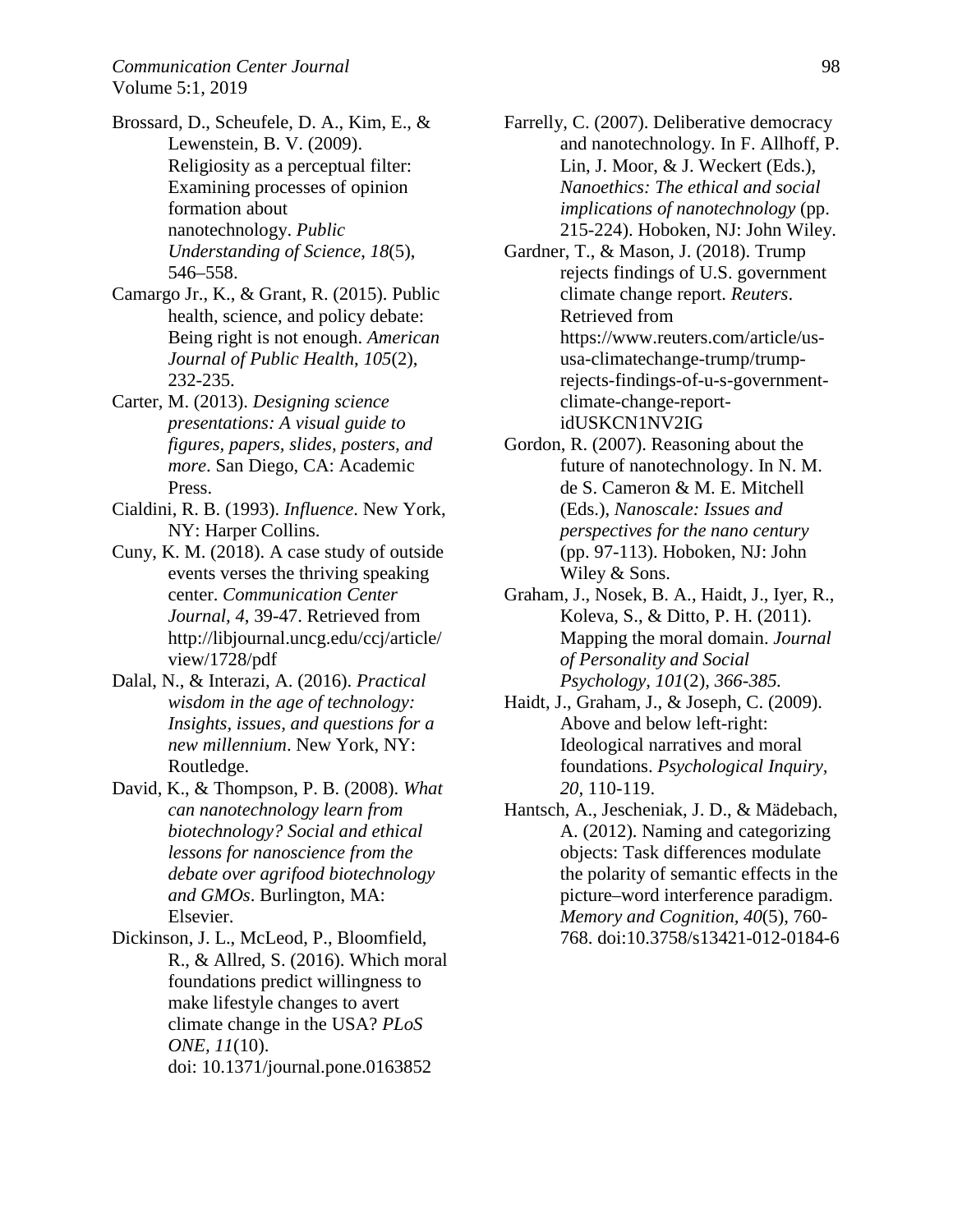Brossard, D., Scheufele, D. A., Kim, E., & Lewenstein, B. V. (2009). Religiosity as a perceptual filter: Examining processes of opinion formation about nanotechnology. *Public Understanding of Science*, *18*(5), 546–558.

Camargo Jr., K., & Grant, R. (2015). Public health, science, and policy debate: Being right is not enough. *American Journal of Public Health*, *105*(2), 232-235.

Carter, M. (2013). *Designing science presentations: A visual guide to figures, papers, slides, posters, and more*. San Diego, CA: Academic Press.

Cialdini, R. B. (1993). *Influence*. New York, NY: Harper Collins.

Cuny, K. M. (2018). A case study of outside events verses the thriving speaking center. *Communication Center Journal*, *4*, 39-47. Retrieved from http://libjournal.uncg.edu/ccj/article/view/1728/pdf

Dalal, N., & Interazi, A. (2016). *Practical wisdom in the age of technology: Insights, issues, and questions for a new millennium*. New York, NY: Routledge.

David, K., & Thompson, P. B. (2008). *What can nanotechnology learn from biotechnology? Social and ethical lessons for nanoscience from the debate over agrifood biotechnology and GMOs*. Burlington, MA: Elsevier.

Dickinson, J. L., McLeod, P., Bloomfield, R., & Allred, S. (2016). Which moral foundations predict willingness to make lifestyle changes to avert climate change in the USA? *PLoS ONE, 11*(10). doi: 10.1371/journal.pone.0163852

Farrelly, C. (2007). Deliberative democracy and nanotechnology. In F. Allhoff, P. Lin, J. Moor, & J. Weckert (Eds.), *Nanoethics: The ethical and social implications of nanotechnology* (pp. 215-224). Hoboken, NJ: John Wiley.

Gardner, T., & Mason, J. (2018). Trump rejects findings of U.S. government climate change report. *Reuters*. Retrieved from https://www.reuters.com/article/us-usa-climatechange-trump/trump-rejects-findings-of-u-s-government-climate-change-report-idUSKCN1NV2IG

Gordon, R. (2007). Reasoning about the future of nanotechnology. In N. M. de S. Cameron & M. E. Mitchell (Eds.), *Nanoscale: Issues and perspectives for the nano century* (pp. 97-113). Hoboken, NJ: John Wiley & Sons.

Graham, J., Nosek, B. A., Haidt, J., Iyer, R., Koleva, S., & Ditto, P. H. (2011). Mapping the moral domain. *Journal of Personality and Social Psychology, 101*(2)*, 366-385.*

Haidt, J., Graham, J., & Joseph, C. (2009). Above and below left-right: Ideological narratives and moral foundations. *Psychological Inquiry, 20,* 110-119.

Hantsch, A., Jescheniak, J. D., & Mädebach, A. (2012). Naming and categorizing objects: Task differences modulate the polarity of semantic effects in the picture–word interference paradigm. *Memory and Cognition, 40*(5), 760-768. doi:10.3758/s13421-012-0184-6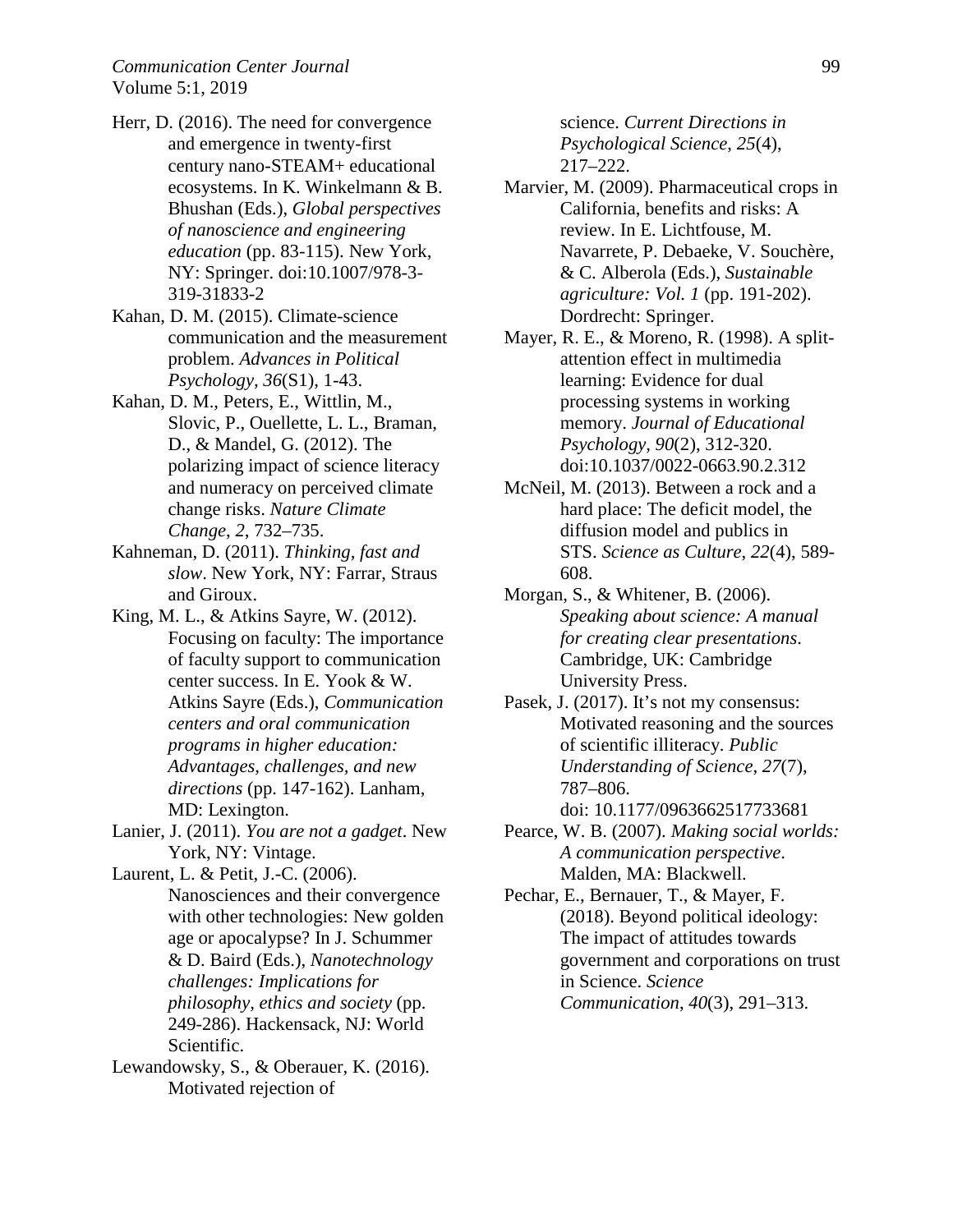Herr, D. (2016). The need for convergence and emergence in twenty-first century nano-STEAM+ educational ecosystems. In K. Winkelmann & B. Bhushan (Eds.), *Global perspectives of nanoscience and engineering education* (pp. 83-115). New York, NY: Springer. doi:10.1007/978-3-319-31833-2

Kahan, D. M. (2015). Climate-science communication and the measurement problem. *Advances in Political Psychology, 36*(S1), 1-43.

Kahan, D. M., Peters, E., Wittlin, M., Slovic, P., Ouellette, L. L., Braman, D., & Mandel, G. (2012). The polarizing impact of science literacy and numeracy on perceived climate change risks. *Nature Climate Change*, *2*, 732–735.

Kahneman, D. (2011). *Thinking, fast and slow*. New York, NY: Farrar, Straus and Giroux.

King, M. L., & Atkins Sayre, W. (2012). Focusing on faculty: The importance of faculty support to communication center success. In E. Yook & W. Atkins Sayre (Eds.), *Communication centers and oral communication programs in higher education: Advantages, challenges, and new directions* (pp. 147-162). Lanham, MD: Lexington.

Lanier, J. (2011). *You are not a gadget*. New York, NY: Vintage.

Laurent, L. & Petit, J.-C. (2006). Nanosciences and their convergence with other technologies: New golden age or apocalypse? In J. Schummer & D. Baird (Eds.), *Nanotechnology challenges: Implications for philosophy, ethics and society* (pp. 249-286). Hackensack, NJ: World Scientific.

Lewandowsky, S., & Oberauer, K. (2016). Motivated rejection of science. *Current Directions in Psychological Science, 25*(4), 217–222.

Marvier, M. (2009). Pharmaceutical crops in California, benefits and risks: A review. In E. Lichtfouse, M. Navarrete, P. Debaeke, V. Souchère, & C. Alberola (Eds.), *Sustainable agriculture: Vol. 1* (pp. 191-202). Dordrecht: Springer.

Mayer, R. E., & Moreno, R. (1998). A split-attention effect in multimedia learning: Evidence for dual processing systems in working memory. *Journal of Educational Psychology, 90*(2), 312-320. doi:10.1037/0022-0663.90.2.312

McNeil, M. (2013). Between a rock and a hard place: The deficit model, the diffusion model and publics in STS. *Science as Culture*, *22*(4), 589-608.

Morgan, S., & Whitener, B. (2006). *Speaking about science: A manual for creating clear presentations*. Cambridge, UK: Cambridge University Press.

Pasek, J. (2017). It's not my consensus: Motivated reasoning and the sources of scientific illiteracy. *Public Understanding of Science*, *27*(7), 787–806. doi: 10.1177/0963662517733681

Pearce, W. B. (2007). *Making social worlds: A communication perspective*. Malden, MA: Blackwell.

Pechar, E., Bernauer, T., & Mayer, F. (2018). Beyond political ideology: The impact of attitudes towards government and corporations on trust in Science. *Science Communication*, *40*(3), 291–313.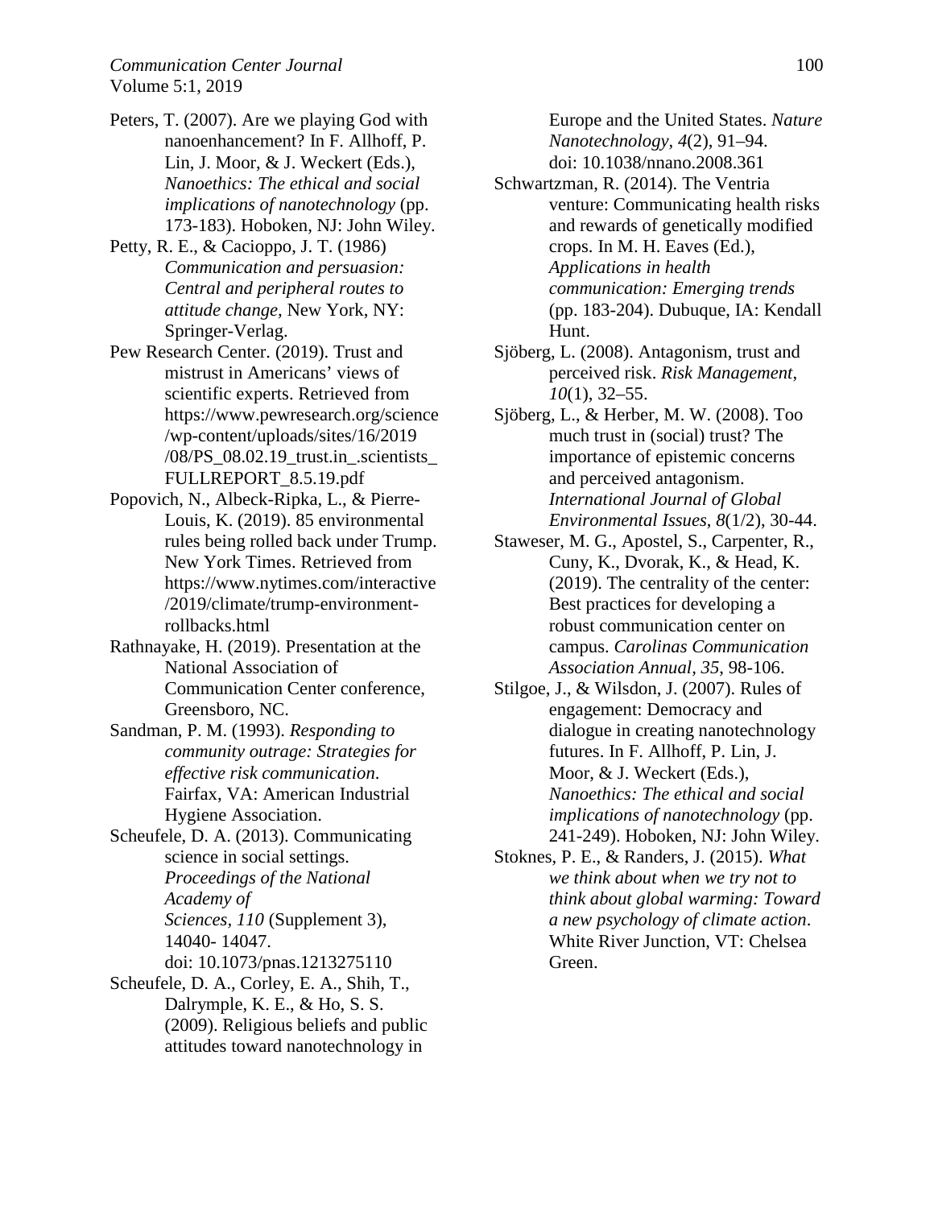Peters, T. (2007). Are we playing God with nanoenhancement? In F. Allhoff, P. Lin, J. Moor, & J. Weckert (Eds.), *Nanoethics: The ethical and social implications of nanotechnology* (pp. 173-183). Hoboken, NJ: John Wiley.

Petty, R. E., & Cacioppo, J. T. (1986) *Communication and persuasion: Central and peripheral routes to attitude change*, New York, NY: Springer-Verlag.

Pew Research Center. (2019). Trust and mistrust in Americans' views of scientific experts. Retrieved from https://www.pewresearch.org/science/wp-content/uploads/sites/16/2019/08/PS_08.02.19_trust.in_.scientists_FULLREPORT_8.5.19.pdf

Popovich, N., Albeck-Ripka, L., & Pierre-Louis, K. (2019). 85 environmental rules being rolled back under Trump. New York Times. Retrieved from https://www.nytimes.com/interactive/2019/climate/trump-environment-rollbacks.html

Rathnayake, H. (2019). Presentation at the National Association of Communication Center conference, Greensboro, NC.

Sandman, P. M. (1993). *Responding to community outrage: Strategies for effective risk communication*. Fairfax, VA: American Industrial Hygiene Association.

Scheufele, D. A. (2013). Communicating science in social settings. *Proceedings of the National Academy of Sciences, 110* (Supplement 3), 14040- 14047. doi: 10.1073/pnas.1213275110

Scheufele, D. A., Corley, E. A., Shih, T., Dalrymple, K. E., & Ho, S. S. (2009). Religious beliefs and public attitudes toward nanotechnology in Europe and the United States. *Nature Nanotechnology, 4*(2), 91–94. doi: 10.1038/nnano.2008.361

Schwartzman, R. (2014). The Ventria venture: Communicating health risks and rewards of genetically modified crops. In M. H. Eaves (Ed.), *Applications in health communication: Emerging trends* (pp. 183-204). Dubuque, IA: Kendall Hunt.

Sjöberg, L. (2008). Antagonism, trust and perceived risk. *Risk Management*, *10*(1), 32–55.

Sjöberg, L., & Herber, M. W. (2008). Too much trust in (social) trust? The importance of epistemic concerns and perceived antagonism. *International Journal of Global Environmental Issues*, *8*(1/2), 30-44.

Staweser, M. G., Apostel, S., Carpenter, R., Cuny, K., Dvorak, K., & Head, K. (2019). The centrality of the center: Best practices for developing a robust communication center on campus. *Carolinas Communication Association Annual, 35*, 98-106.

Stilgoe, J., & Wilsdon, J. (2007). Rules of engagement: Democracy and dialogue in creating nanotechnology futures. In F. Allhoff, P. Lin, J. Moor, & J. Weckert (Eds.), *Nanoethics: The ethical and social implications of nanotechnology* (pp. 241-249). Hoboken, NJ: John Wiley.

Stoknes, P. E., & Randers, J. (2015). *What we think about when we try not to think about global warming: Toward a new psychology of climate action*. White River Junction, VT: Chelsea Green.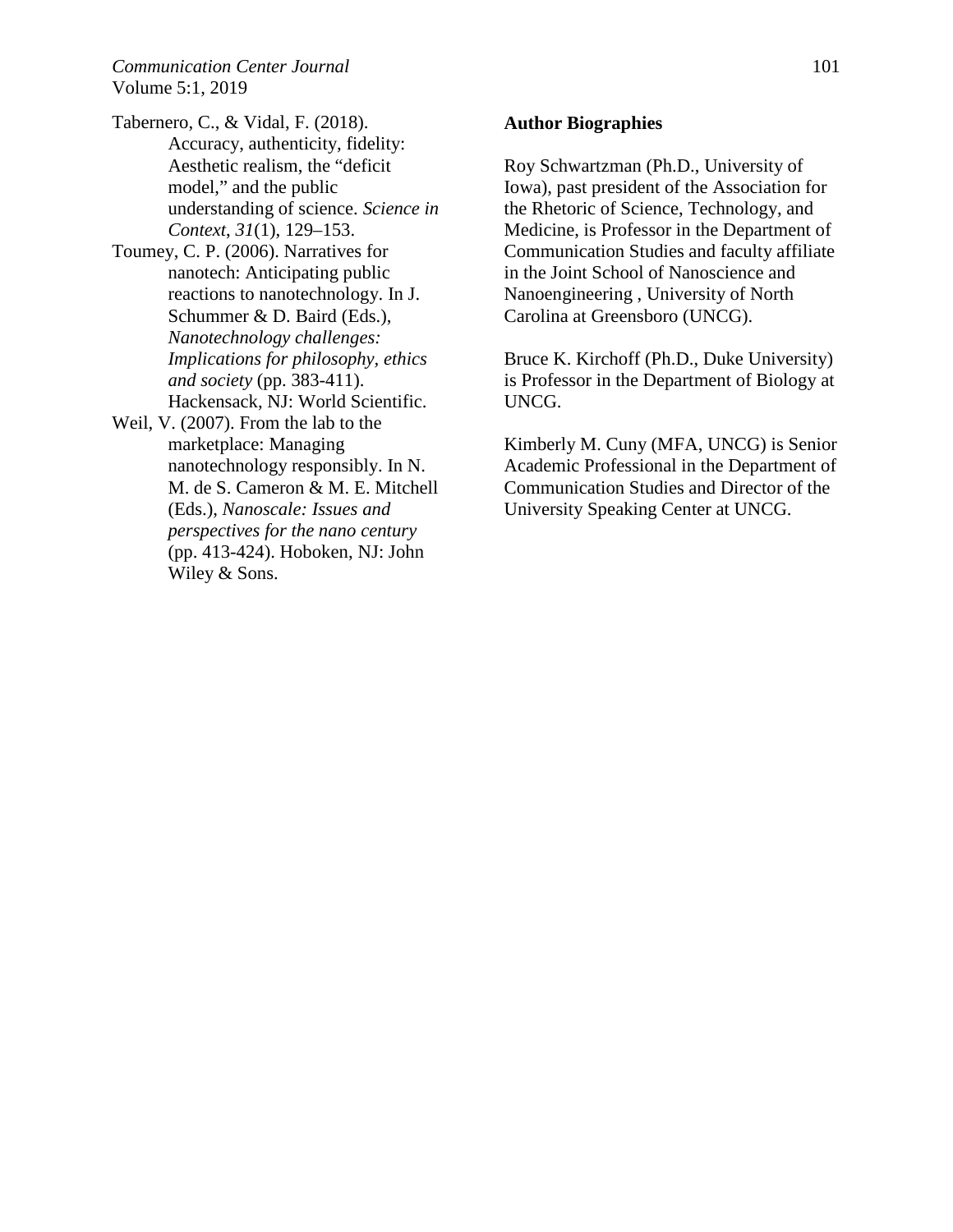Tabernero, C., & Vidal, F. (2018). Accuracy, authenticity, fidelity: Aesthetic realism, the "deficit model," and the public understanding of science. *Science in Context*, *31*(1), 129–153.

Toumey, C. P. (2006). Narratives for nanotech: Anticipating public reactions to nanotechnology. In J. Schummer & D. Baird (Eds.), *Nanotechnology challenges: Implications for philosophy, ethics and society* (pp. 383-411). Hackensack, NJ: World Scientific.

Weil, V. (2007). From the lab to the marketplace: Managing nanotechnology responsibly. In N. M. de S. Cameron & M. E. Mitchell (Eds.), *Nanoscale: Issues and perspectives for the nano century* (pp. 413-424). Hoboken, NJ: John Wiley & Sons.

**Author Biographies**

Roy Schwartzman (Ph.D., University of Iowa), past president of the Association for the Rhetoric of Science, Technology, and Medicine, is Professor in the Department of Communication Studies and faculty affiliate in the Joint School of Nanoscience and Nanoengineering , University of North Carolina at Greensboro (UNCG).

Bruce K. Kirchoff (Ph.D., Duke University) is Professor in the Department of Biology at UNCG.

Kimberly M. Cuny (MFA, UNCG) is Senior Academic Professional in the Department of Communication Studies and Director of the University Speaking Center at UNCG.